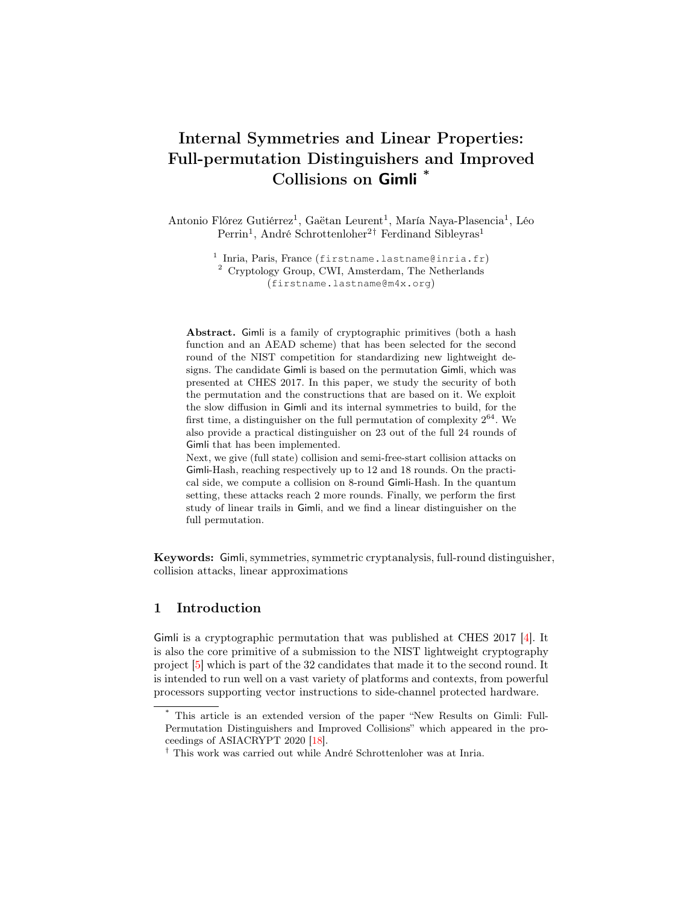# Internal Symmetries and Linear Properties: Full-permutation Distinguishers and Improved Collisions on Gimli *

Antonio Flórez Gutiérrez[1], Gaëtan Leurent[1], María Naya-Plasencia[1], Léo Perrin[1], André Schrottenloher[2†] Ferdinand Sibleyras[1]

[1] Inria, Paris, France (firstname.lastname@inria.fr)
[2] Cryptology Group, CWI, Amsterdam, The Netherlands (firstname.lastname@m4x.org)

**Abstract.** Gimli is a family of cryptographic primitives (both a hash function and an AEAD scheme) that has been selected for the second round of the NIST competition for standardizing new lightweight designs. The candidate Gimli is based on the permutation Gimli, which was presented at CHES 2017. In this paper, we study the security of both the permutation and the constructions that are based on it. We exploit the slow diffusion in Gimli and its internal symmetries to build, for the first time, a distinguisher on the full permutation of complexity $2^{64}$. We also provide a practical distinguisher on 23 out of the full 24 rounds of Gimli that has been implemented.

Next, we give (full state) collision and semi-free-start collision attacks on Gimli-Hash, reaching respectively up to 12 and 18 rounds. On the practical side, we compute a collision on 8-round Gimli-Hash. In the quantum setting, these attacks reach 2 more rounds. Finally, we perform the first study of linear trails in Gimli, and we find a linear distinguisher on the full permutation.

**Keywords:** Gimli, symmetries, symmetric cryptanalysis, full-round distinguisher, collision attacks, linear approximations

## 1 Introduction

Gimli is a cryptographic permutation that was published at CHES 2017 [4]. It is also the core primitive of a submission to the NIST lightweight cryptography project [5] which is part of the 32 candidates that made it to the second round. It is intended to run well on a vast variety of platforms and contexts, from powerful processors supporting vector instructions to side-channel protected hardware.

* This article is an extended version of the paper "New Results on Gimli: Full-Permutation Distinguishers and Improved Collisions" which appeared in the proceedings of ASIACRYPT 2020 [18].

† This work was carried out while André Schrottenloher was at Inria.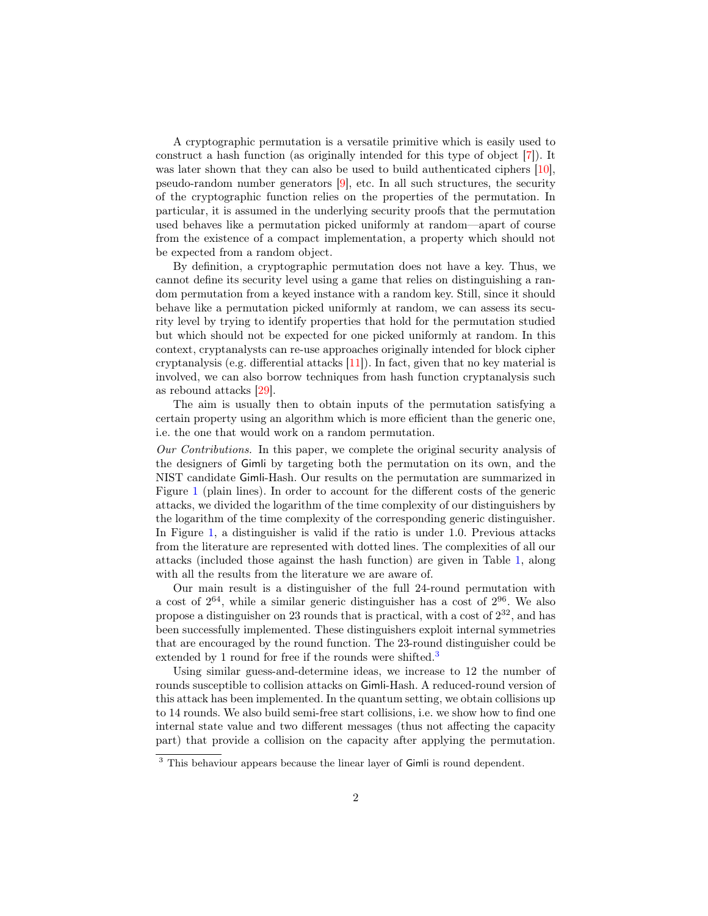A cryptographic permutation is a versatile primitive which is easily used to construct a hash function (as originally intended for this type of object [7]). It was later shown that they can also be used to build authenticated ciphers [10], pseudo-random number generators [9], etc. In all such structures, the security of the cryptographic function relies on the properties of the permutation. In particular, it is assumed in the underlying security proofs that the permutation used behaves like a permutation picked uniformly at random—apart of course from the existence of a compact implementation, a property which should not be expected from a random object.

By definition, a cryptographic permutation does not have a key. Thus, we cannot define its security level using a game that relies on distinguishing a random permutation from a keyed instance with a random key. Still, since it should behave like a permutation picked uniformly at random, we can assess its security level by trying to identify properties that hold for the permutation studied but which should not be expected for one picked uniformly at random. In this context, cryptanalysts can re-use approaches originally intended for block cipher cryptanalysis (e.g. differential attacks [11]). In fact, given that no key material is involved, we can also borrow techniques from hash function cryptanalysis such as rebound attacks [29].

The aim is usually then to obtain inputs of the permutation satisfying a certain property using an algorithm which is more efficient than the generic one, i.e. the one that would work on a random permutation.

*Our Contributions.* In this paper, we complete the original security analysis of the designers of Gimli by targeting both the permutation on its own, and the NIST candidate Gimli-Hash. Our results on the permutation are summarized in Figure 1 (plain lines). In order to account for the different costs of the generic attacks, we divided the logarithm of the time complexity of our distinguishers by the logarithm of the time complexity of the corresponding generic distinguisher. In Figure 1, a distinguisher is valid if the ratio is under 1.0. Previous attacks from the literature are represented with dotted lines. The complexities of all our attacks (included those against the hash function) are given in Table 1, along with all the results from the literature we are aware of.

Our main result is a distinguisher of the full 24-round permutation with a cost of $2^{64}$, while a similar generic distinguisher has a cost of $2^{96}$. We also propose a distinguisher on 23 rounds that is practical, with a cost of $2^{32}$, and has been successfully implemented. These distinguishers exploit internal symmetries that are encouraged by the round function. The 23-round distinguisher could be extended by 1 round for free if the rounds were shifted.[3]

Using similar guess-and-determine ideas, we increase to 12 the number of rounds susceptible to collision attacks on Gimli-Hash. A reduced-round version of this attack has been implemented. In the quantum setting, we obtain collisions up to 14 rounds. We also build semi-free start collisions, i.e. we show how to find one internal state value and two different messages (thus not affecting the capacity part) that provide a collision on the capacity after applying the permutation.

[3] This behaviour appears because the linear layer of Gimli is round dependent.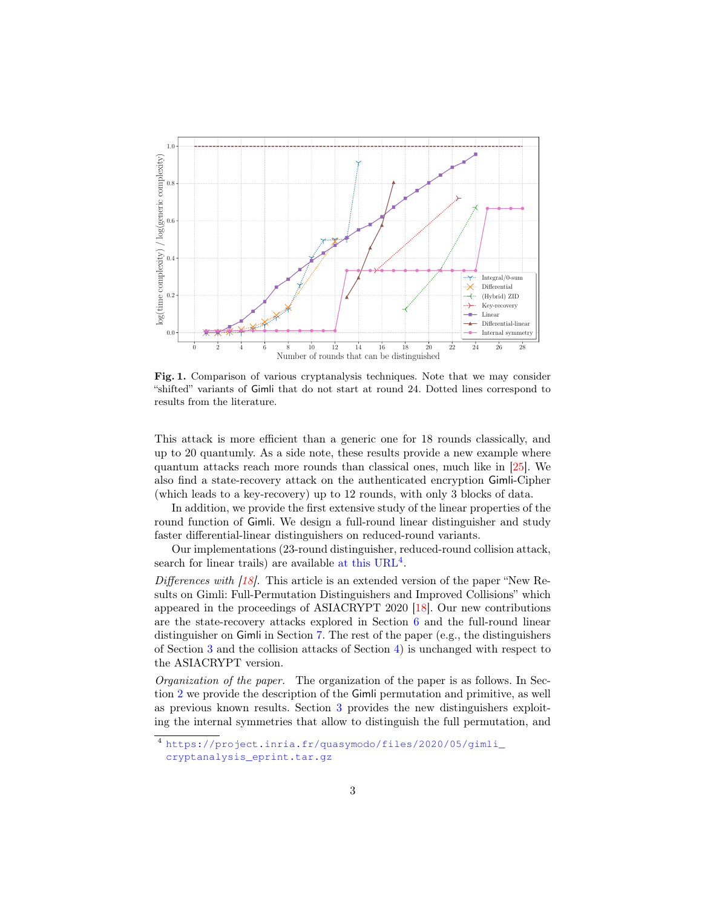**Fig. 1.** Comparison of various cryptanalysis techniques. Note that we may consider "shifted" variants of Gimli that do not start at round 24. Dotted lines correspond to results from the literature.

This attack is more efficient than a generic one for 18 rounds classically, and up to 20 quantumly. As a side note, these results provide a new example where quantum attacks reach more rounds than classical ones, much like in [25]. We also find a state-recovery attack on the authenticated encryption Gimli-Cipher (which leads to a key-recovery) up to 12 rounds, with only 3 blocks of data.

In addition, we provide the first extensive study of the linear properties of the round function of Gimli. We design a full-round linear distinguisher and study faster differential-linear distinguishers on reduced-round variants.

Our implementations (23-round distinguisher, reduced-round collision attack, search for linear trails) are available at this URL[4].

*Differences with [18].* This article is an extended version of the paper "New Results on Gimli: Full-Permutation Distinguishers and Improved Collisions" which appeared in the proceedings of ASIACRYPT 2020 [18]. Our new contributions are the state-recovery attacks explored in Section 6 and the full-round linear distinguisher on Gimli in Section 7. The rest of the paper (e.g., the distinguishers of Section 3 and the collision attacks of Section 4) is unchanged with respect to the ASIACRYPT version.

*Organization of the paper.* The organization of the paper is as follows. In Section 2 we provide the description of the Gimli permutation and primitive, as well as previous known results. Section 3 provides the new distinguishers exploiting the internal symmetries that allow to distinguish the full permutation, and

[4] https://project.inria.fr/quasymodo/files/2020/05/gimli_cryptanalysis_eprint.tar.gz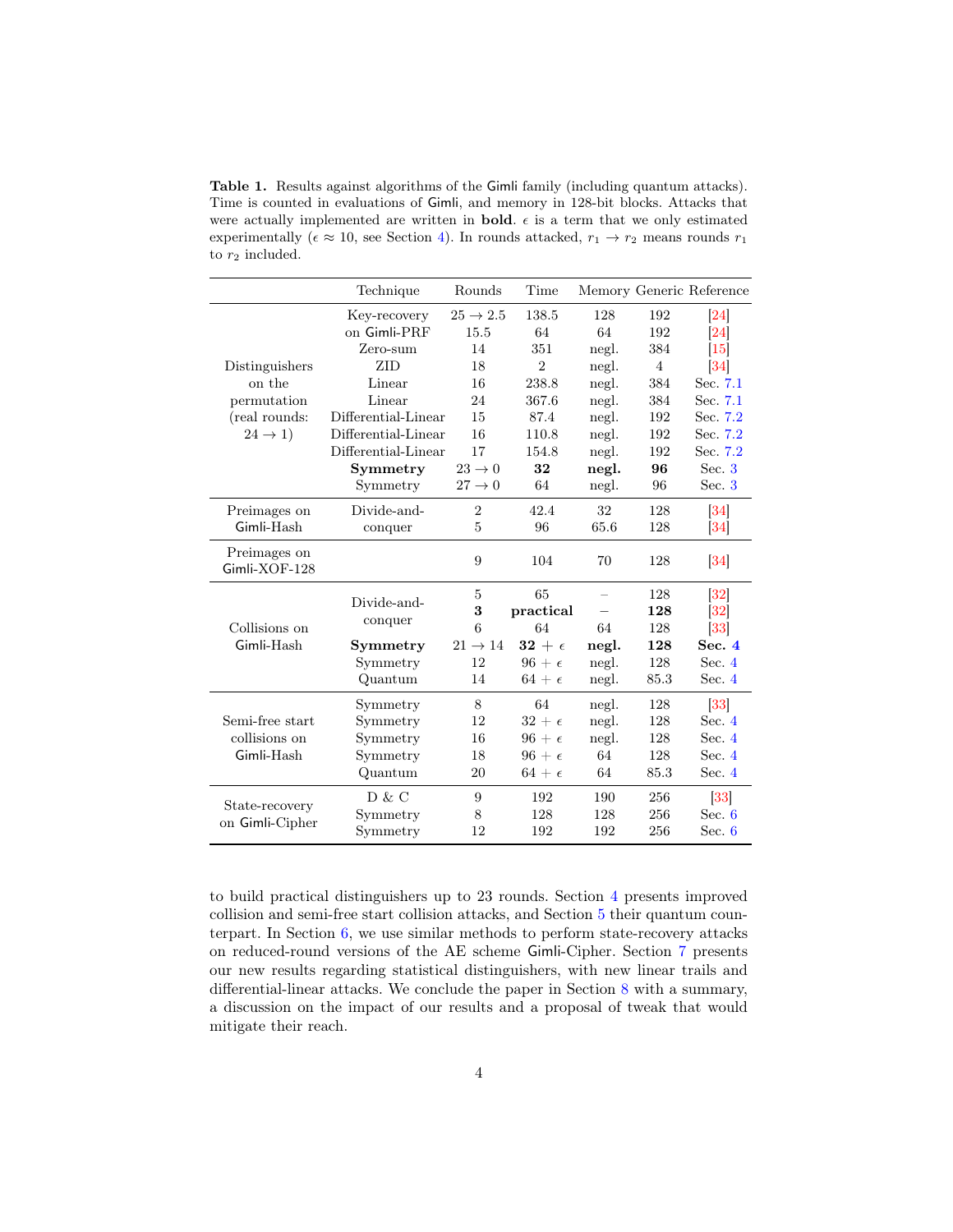**Table 1.** Results against algorithms of the Gimli family (including quantum attacks). Time is counted in evaluations of Gimli, and memory in 128-bit blocks. Attacks that were actually implemented are written in **bold**. $\epsilon$ is a term that we only estimated experimentally ($\epsilon \approx 10$, see Section 4). In rounds attacked, $r_1 \rightarrow r_2$ means rounds $r_1$ to $r_2$ included.

| | Technique | Rounds | Time | Memory | Generic | Reference |
|---|---|---|---|---|---|---|
| Distinguishers on the permutation (real rounds: $24 \rightarrow 1$) | Key-recovery on Gimli-PRF | $25 \rightarrow 2.5$ | 138.5 | 128 | 192 | [24] |
| | | 15.5 | 64 | 64 | 192 | [24] |
| | Zero-sum | 14 | 351 | negl. | 384 | [15] |
| | ZID | 18 | 2 | negl. | 4 | [34] |
| | Linear | 16 | 238.8 | negl. | 384 | Sec. 7.1 |
| | Linear | 24 | 367.6 | negl. | 384 | Sec. 7.1 |
| | Differential-Linear | 15 | 87.4 | negl. | 192 | Sec. 7.2 |
| | Differential-Linear | 16 | 110.8 | negl. | 192 | Sec. 7.2 |
| | Differential-Linear | 17 | 154.8 | negl. | 192 | Sec. 7.2 |
| | **Symmetry** | $\mathbf{23 \rightarrow 0}$ | **32** | **negl.** | **96** | Sec. 3 |
| | Symmetry | $27 \rightarrow 0$ | 64 | negl. | 96 | Sec. 3 |
| Preimages on Gimli-Hash | Divide-and-conquer | 2 | 42.4 | 32 | 128 | [34] |
| | | 5 | 96 | 65.6 | 128 | [34] |
| Preimages on Gimli-XOF-128 | | 9 | 104 | 70 | 128 | [34] |
| Collisions on Gimli-Hash | Divide-and-conquer | 5 | 65 | – | 128 | [32] |
| | | **3** | **practical** | – | **128** | [32] |
| | | 6 | 64 | 64 | 128 | [33] |
| | **Symmetry** | $\mathbf{21 \rightarrow 14}$ | $\mathbf{32 + \epsilon}$ | **negl.** | **128** | **Sec. 4** |
| | Symmetry | 12 | $96 + \epsilon$ | negl. | 128 | Sec. 4 |
| | Quantum | 14 | $64 + \epsilon$ | negl. | 85.3 | Sec. 4 |
| Semi-free start collisions on Gimli-Hash | Symmetry | 8 | 64 | negl. | 128 | [33] |
| | Symmetry | 12 | $32 + \epsilon$ | negl. | 128 | Sec. 4 |
| | Symmetry | 16 | $96 + \epsilon$ | negl. | 128 | Sec. 4 |
| | Symmetry | 18 | $96 + \epsilon$ | 64 | 128 | Sec. 4 |
| | Quantum | 20 | $64 + \epsilon$ | 64 | 85.3 | Sec. 4 |
| State-recovery on Gimli-Cipher | D & C | 9 | 192 | 190 | 256 | [33] |
| | Symmetry | 8 | 128 | 128 | 256 | Sec. 6 |
| | Symmetry | 12 | 192 | 192 | 256 | Sec. 6 |

to build practical distinguishers up to 23 rounds. Section 4 presents improved collision and semi-free start collision attacks, and Section 5 their quantum counterpart. In Section 6, we use similar methods to perform state-recovery attacks on reduced-round versions of the AE scheme Gimli-Cipher. Section 7 presents our new results regarding statistical distinguishers, with new linear trails and differential-linear attacks. We conclude the paper in Section 8 with a summary, a discussion on the impact of our results and a proposal of tweak that would mitigate their reach.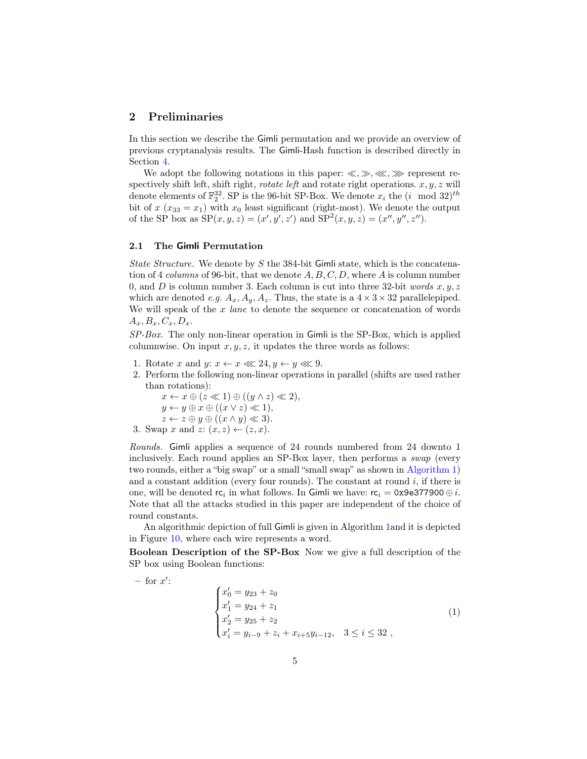## 2 Preliminaries

In this section we describe the Gimli permutation and we provide an overview of previous cryptanalysis results. The Gimli-Hash function is described directly in Section 4.

We adopt the following notations in this paper: $\ll, \gg, \lll, \ggg$ represent respectively shift left, shift right, *rotate left* and rotate right operations. $x, y, z$ will denote elements of $\mathbb{F}_2^{32}$. SP is the 96-bit SP-Box. We denote $x_i$ the $(i \mod 32)^{th}$ bit of $x$ ($x_{33} = x_1$) with $x_0$ least significant (right-most). We denote the output of the SP box as $\text{SP}(x, y, z) = (x', y', z')$ and $\text{SP}^2(x, y, z) = (x'', y'', z'')$.

### 2.1 The Gimli Permutation

*State Structure.* We denote by $S$ the 384-bit Gimli state, which is the concatenation of 4 *columns* of 96-bit, that we denote $A, B, C, D$, where $A$ is column number 0, and $D$ is column number 3. Each column is cut into three 32-bit *words* $x, y, z$ which are denoted *e.g.* $A_x, A_y, A_z$. Thus, the state is a $4 \times 3 \times 32$ parallelepiped. We will speak of the $x$ *lane* to denote the sequence or concatenation of words $A_x, B_x, C_x, D_x$.

*SP-Box.* The only non-linear operation in Gimli is the SP-Box, which is applied columnwise. On input $x, y, z$, it updates the three words as follows:

1. Rotate $x$ and $y$: $x \leftarrow x \lll 24, y \leftarrow y \lll 9$.
2. Perform the following non-linear operations in parallel (shifts are used rather than rotations):
   $x \leftarrow x \oplus (z \ll 1) \oplus ((y \wedge z) \ll 2),$
   $y \leftarrow y \oplus x \oplus ((x \vee z) \ll 1),$
   $z \leftarrow z \oplus y \oplus ((x \wedge y) \ll 3).$
3. Swap $x$ and $z$: $(x, z) \leftarrow (z, x)$.

*Rounds.* Gimli applies a sequence of 24 rounds numbered from 24 downto 1 inclusively. Each round applies an SP-Box layer, then performs a *swap* (every two rounds, either a "big swap" or a small "small swap" as shown in Algorithm 1) and a constant addition (every four rounds). The constant at round $i$, if there is one, will be denoted $\mathsf{rc}_i$ in what follows. In Gimli we have: $\mathsf{rc}_i = \texttt{0x9e377900} \oplus i$. Note that all the attacks studied in this paper are independent of the choice of round constants.

An algorithmic depiction of full Gimli is given in Algorithm 1and it is depicted in Figure 10, where each wire represents a word.

**Boolean Description of the SP-Box** Now we give a full description of the SP box using Boolean functions:

– for $x'$:

$$\begin{cases} x'_0 = y_{23} + z_0 \\ x'_1 = y_{24} + z_1 \\ x'_2 = y_{25} + z_2 \\ x'_i = y_{i-9} + z_i + x_{i+5}y_{i-12}, \quad 3 \leq i \leq 32 \ , \end{cases} \tag{1}$$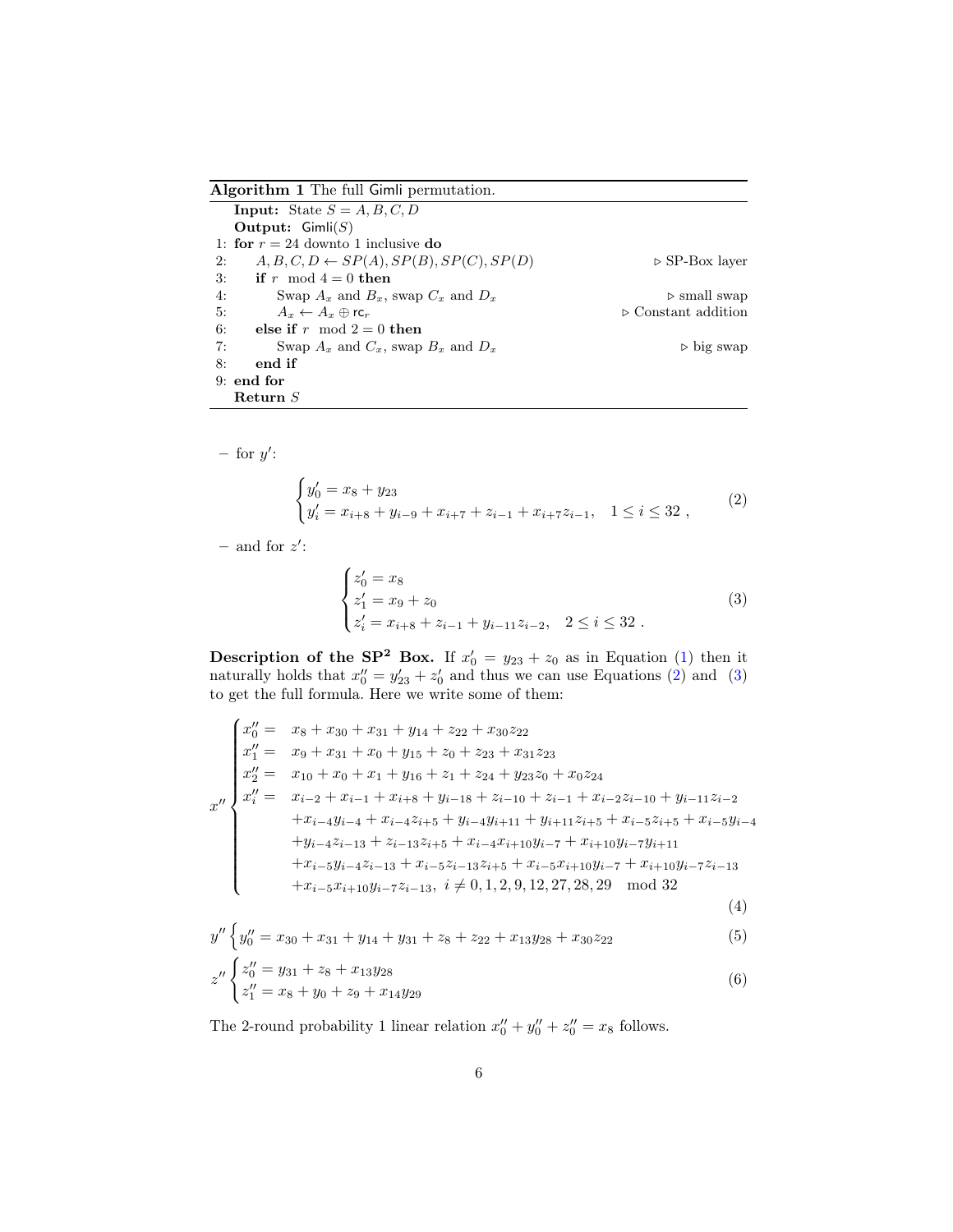**Algorithm 1** The full Gimli permutation.

```
Input: State S = A, B, C, D
Output: Gimli(S)
1: for r = 24 downto 1 inclusive do
2:     A, B, C, D ← SP(A), SP(B), SP(C), SP(D)        ▷ SP-Box layer
3:     if r mod 4 = 0 then
4:         Swap A_x and B_x, swap C_x and D_x          ▷ small swap
5:         A_x ← A_x ⊕ rc_r                            ▷ Constant addition
6:     else if r mod 2 = 0 then
7:         Swap A_x and C_x, swap B_x and D_x          ▷ big swap
8:     end if
9: end for
Return S
```

– for $y'$:

$$\begin{cases} y'_0 = x_8 + y_{23} \\ y'_i = x_{i+8} + y_{i-9} + x_{i+7} + z_{i-1} + x_{i+7}z_{i-1}, \quad 1 \leq i \leq 32 \ , \end{cases} \tag{2}$$

– and for $z'$:

$$\begin{cases} z'_0 = x_8 \\ z'_1 = x_9 + z_0 \\ z'_i = x_{i+8} + z_{i-1} + y_{i-11}z_{i-2}, \quad 2 \leq i \leq 32 \ . \end{cases} \tag{3}$$

**Description of the $\mathbf{SP^2}$ Box.** If $x'_0 = y_{23} + z_0$ as in Equation (1) then it naturally holds that $x''_0 = y'_{23} + z'_0$ and thus we can use Equations (2) and (3) to get the full formula. Here we write some of them:

$$x'' \begin{cases} x''_0 = & x_8 + x_{30} + x_{31} + y_{14} + z_{22} + x_{30}z_{22} \\ x''_1 = & x_9 + x_{31} + x_0 + y_{15} + z_0 + z_{23} + x_{31}z_{23} \\ x''_2 = & x_{10} + x_0 + x_1 + y_{16} + z_1 + z_{24} + y_{23}z_0 + x_0z_{24} \\ x''_i = & x_{i-2} + x_{i-1} + x_{i+8} + y_{i-18} + z_{i-10} + z_{i-1} + x_{i-2}z_{i-10} + y_{i-11}z_{i-2} \\ & +x_{i-4}y_{i-4} + x_{i-4}z_{i+5} + y_{i-4}y_{i+11} + y_{i+11}z_{i+5} + x_{i-5}z_{i+5} + x_{i-5}y_{i-4} \\ & +y_{i-4}z_{i-13} + z_{i-13}z_{i+5} + x_{i-4}x_{i+10}y_{i-7} + x_{i+10}y_{i-7}y_{i+11} \\ & +x_{i-5}y_{i-4}z_{i-13} + x_{i-5}z_{i-13}z_{i+5} + x_{i-5}x_{i+10}y_{i-7} + x_{i+10}y_{i-7}z_{i-13} \\ & +x_{i-5}x_{i+10}y_{i-7}z_{i-13}, \ i \neq 0, 1, 2, 9, 12, 27, 28, 29 \mod 32 \end{cases} \tag{4}$$

$$y'' \left\{ y''_0 = x_{30} + x_{31} + y_{14} + y_{31} + z_8 + z_{22} + x_{13}y_{28} + x_{30}z_{22} \right. \tag{5}$$

$$z'' \begin{cases} z''_0 = y_{31} + z_8 + x_{13}y_{28} \\ z''_1 = x_8 + y_0 + z_9 + x_{14}y_{29} \end{cases} \tag{6}$$

The 2-round probability 1 linear relation $x''_0 + y''_0 + z''_0 = x_8$ follows.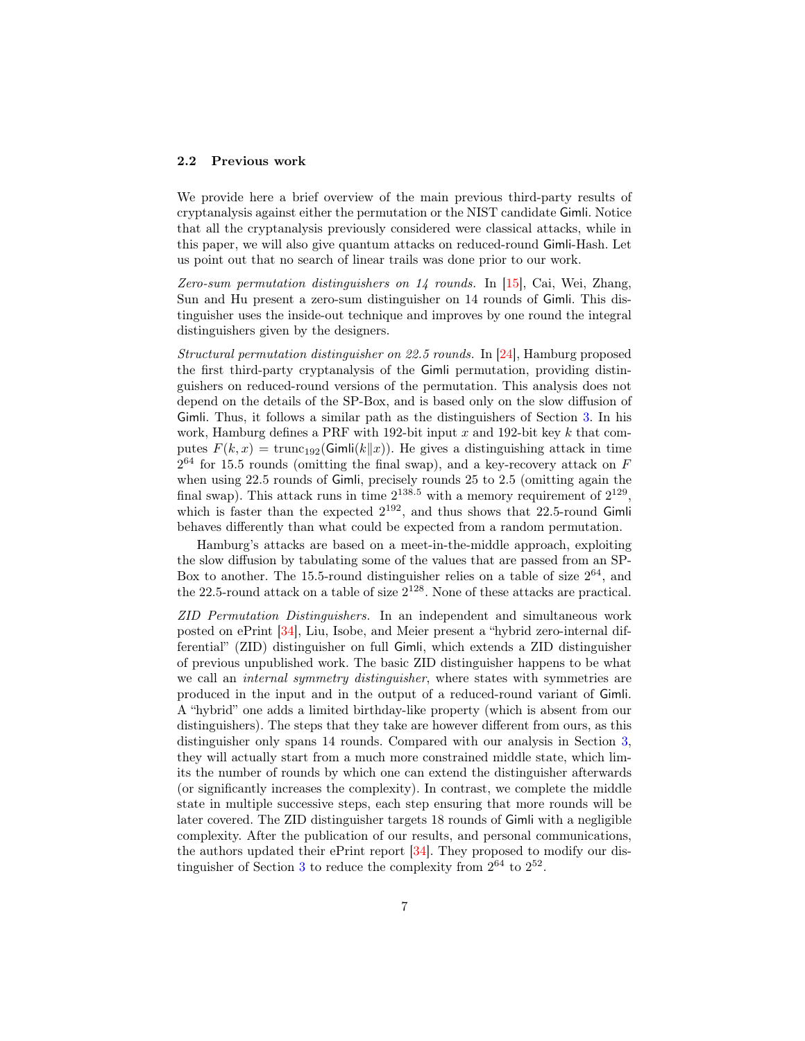### 2.2 Previous work

We provide here a brief overview of the main previous third-party results of cryptanalysis against either the permutation or the NIST candidate Gimli. Notice that all the cryptanalysis previously considered were classical attacks, while in this paper, we will also give quantum attacks on reduced-round Gimli-Hash. Let us point out that no search of linear trails was done prior to our work.

*Zero-sum permutation distinguishers on 14 rounds.* In [15], Cai, Wei, Zhang, Sun and Hu present a zero-sum distinguisher on 14 rounds of Gimli. This distinguisher uses the inside-out technique and improves by one round the integral distinguishers given by the designers.

*Structural permutation distinguisher on 22.5 rounds.* In [24], Hamburg proposed the first third-party cryptanalysis of the Gimli permutation, providing distinguishers on reduced-round versions of the permutation. This analysis does not depend on the details of the SP-Box, and is based only on the slow diffusion of Gimli. Thus, it follows a similar path as the distinguishers of Section 3. In his work, Hamburg defines a PRF with 192-bit input $x$ and 192-bit key $k$ that computes $F(k, x) = \mathrm{trunc}_{192}(\mathsf{Gimli}(k\|x))$. He gives a distinguishing attack in time $2^{64}$ for 15.5 rounds (omitting the final swap), and a key-recovery attack on $F$ when using 22.5 rounds of Gimli, precisely rounds 25 to 2.5 (omitting again the final swap). This attack runs in time $2^{138.5}$ with a memory requirement of $2^{129}$, which is faster than the expected $2^{192}$, and thus shows that 22.5-round Gimli behaves differently than what could be expected from a random permutation.

Hamburg's attacks are based on a meet-in-the-middle approach, exploiting the slow diffusion by tabulating some of the values that are passed from an SP-Box to another. The 15.5-round distinguisher relies on a table of size $2^{64}$, and the 22.5-round attack on a table of size $2^{128}$. None of these attacks are practical.

*ZID Permutation Distinguishers.* In an independent and simultaneous work posted on ePrint [34], Liu, Isobe, and Meier present a "hybrid zero-internal differential" (ZID) distinguisher on full Gimli, which extends a ZID distinguisher of previous unpublished work. The basic ZID distinguisher happens to be what we call an *internal symmetry distinguisher*, where states with symmetries are produced in the input and in the output of a reduced-round variant of Gimli. A "hybrid" one adds a limited birthday-like property (which is absent from our distinguishers). The steps that they take are however different from ours, as this distinguisher only spans 14 rounds. Compared with our analysis in Section 3, they will actually start from a much more constrained middle state, which limits the number of rounds by which one can extend the distinguisher afterwards (or significantly increases the complexity). In contrast, we complete the middle state in multiple successive steps, each step ensuring that more rounds will be later covered. The ZID distinguisher targets 18 rounds of Gimli with a negligible complexity. After the publication of our results, and personal communications, the authors updated their ePrint report [34]. They proposed to modify our distinguisher of Section 3 to reduce the complexity from $2^{64}$ to $2^{52}$.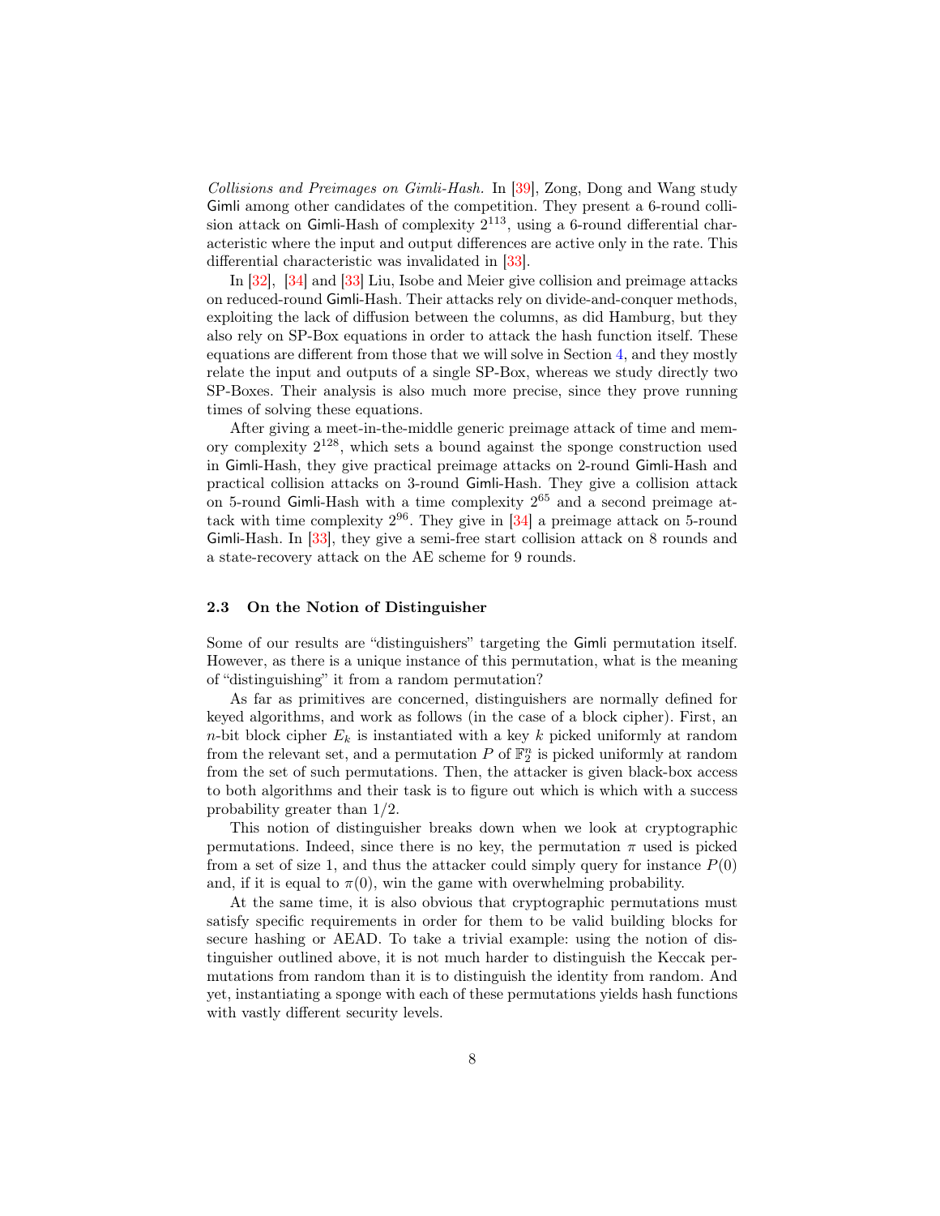*Collisions and Preimages on Gimli-Hash.* In [39], Zong, Dong and Wang study Gimli among other candidates of the competition. They present a 6-round collision attack on Gimli-Hash of complexity $2^{113}$, using a 6-round differential characteristic where the input and output differences are active only in the rate. This differential characteristic was invalidated in [33].

In [32], [34] and [33] Liu, Isobe and Meier give collision and preimage attacks on reduced-round Gimli-Hash. Their attacks rely on divide-and-conquer methods, exploiting the lack of diffusion between the columns, as did Hamburg, but they also rely on SP-Box equations in order to attack the hash function itself. These equations are different from those that we will solve in Section 4, and they mostly relate the input and outputs of a single SP-Box, whereas we study directly two SP-Boxes. Their analysis is also much more precise, since they prove running times of solving these equations.

After giving a meet-in-the-middle generic preimage attack of time and memory complexity $2^{128}$, which sets a bound against the sponge construction used in Gimli-Hash, they give practical preimage attacks on 2-round Gimli-Hash and practical collision attacks on 3-round Gimli-Hash. They give a collision attack on 5-round Gimli-Hash with a time complexity $2^{65}$ and a second preimage attack with time complexity $2^{96}$. They give in [34] a preimage attack on 5-round Gimli-Hash. In [33], they give a semi-free start collision attack on 8 rounds and a state-recovery attack on the AE scheme for 9 rounds.

### 2.3 On the Notion of Distinguisher

Some of our results are "distinguishers" targeting the Gimli permutation itself. However, as there is a unique instance of this permutation, what is the meaning of "distinguishing" it from a random permutation?

As far as primitives are concerned, distinguishers are normally defined for keyed algorithms, and work as follows (in the case of a block cipher). First, an $n$-bit block cipher $E_k$ is instantiated with a key $k$ picked uniformly at random from the relevant set, and a permutation $P$ of $\mathbb{F}_2^n$ is picked uniformly at random from the set of such permutations. Then, the attacker is given black-box access to both algorithms and their task is to figure out which is which with a success probability greater than 1/2.

This notion of distinguisher breaks down when we look at cryptographic permutations. Indeed, since there is no key, the permutation $\pi$ used is picked from a set of size 1, and thus the attacker could simply query for instance $P(0)$ and, if it is equal to $\pi(0)$, win the game with overwhelming probability.

At the same time, it is also obvious that cryptographic permutations must satisfy specific requirements in order for them to be valid building blocks for secure hashing or AEAD. To take a trivial example: using the notion of distinguisher outlined above, it is not much harder to distinguish the Keccak permutations from random than it is to distinguish the identity from random. And yet, instantiating a sponge with each of these permutations yields hash functions with vastly different security levels.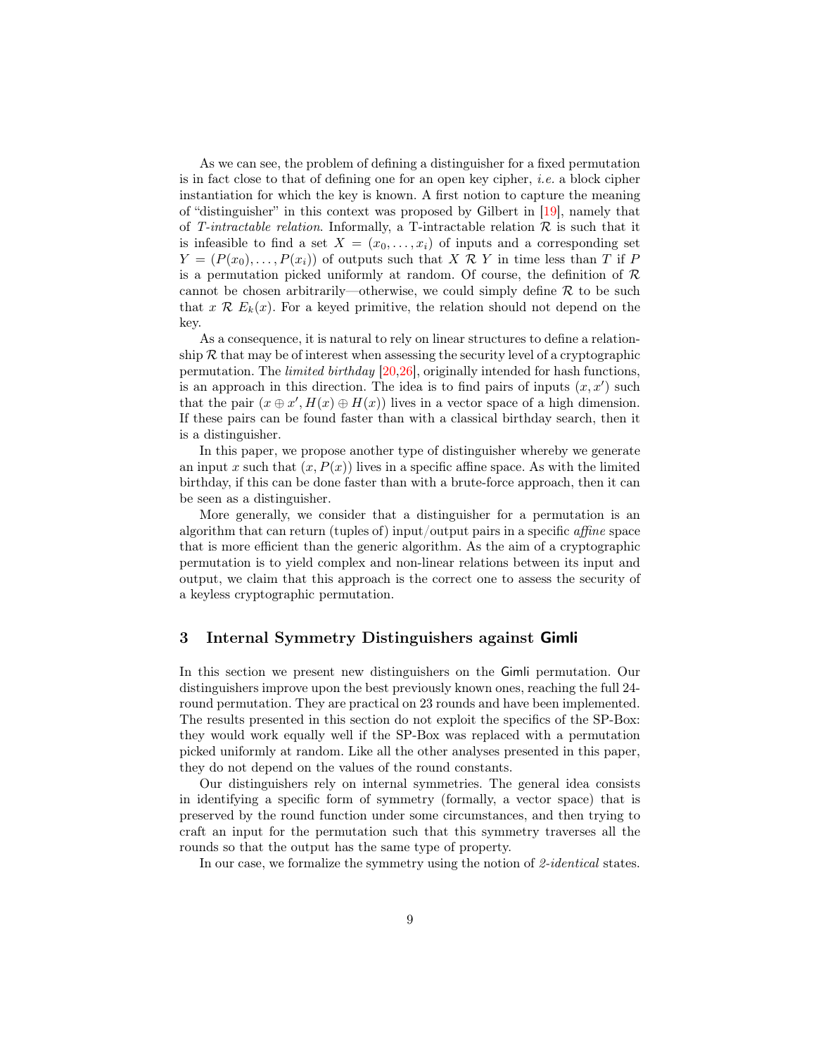As we can see, the problem of defining a distinguisher for a fixed permutation is in fact close to that of defining one for an open key cipher, *i.e.* a block cipher instantiation for which the key is known. A first notion to capture the meaning of "distinguisher" in this context was proposed by Gilbert in [19], namely that of *T-intractable relation*. Informally, a T-intractable relation $\mathcal{R}$ is such that it is infeasible to find a set $X = (x_0, \ldots, x_i)$ of inputs and a corresponding set $Y = (P(x_0), \ldots, P(x_i))$ of outputs such that $X \mathcal{R} Y$ in time less than $T$ if $P$ is a permutation picked uniformly at random. Of course, the definition of $\mathcal{R}$ cannot be chosen arbitrarily—otherwise, we could simply define $\mathcal{R}$ to be such that $x \mathcal{R} E_k(x)$. For a keyed primitive, the relation should not depend on the key.

As a consequence, it is natural to rely on linear structures to define a relationship $\mathcal{R}$ that may be of interest when assessing the security level of a cryptographic permutation. The *limited birthday* [20,26], originally intended for hash functions, is an approach in this direction. The idea is to find pairs of inputs $(x, x')$ such that the pair $(x \oplus x', H(x) \oplus H(x))$ lives in a vector space of a high dimension. If these pairs can be found faster than with a classical birthday search, then it is a distinguisher.

In this paper, we propose another type of distinguisher whereby we generate an input $x$ such that $(x, P(x))$ lives in a specific affine space. As with the limited birthday, if this can be done faster than with a brute-force approach, then it can be seen as a distinguisher.

More generally, we consider that a distinguisher for a permutation is an algorithm that can return (tuples of) input/output pairs in a specific *affine* space that is more efficient than the generic algorithm. As the aim of a cryptographic permutation is to yield complex and non-linear relations between its input and output, we claim that this approach is the correct one to assess the security of a keyless cryptographic permutation.

## 3 Internal Symmetry Distinguishers against Gimli

In this section we present new distinguishers on the Gimli permutation. Our distinguishers improve upon the best previously known ones, reaching the full 24-round permutation. They are practical on 23 rounds and have been implemented. The results presented in this section do not exploit the specifics of the SP-Box: they would work equally well if the SP-Box was replaced with a permutation picked uniformly at random. Like all the other analyses presented in this paper, they do not depend on the values of the round constants.

Our distinguishers rely on internal symmetries. The general idea consists in identifying a specific form of symmetry (formally, a vector space) that is preserved by the round function under some circumstances, and then trying to craft an input for the permutation such that this symmetry traverses all the rounds so that the output has the same type of property.

In our case, we formalize the symmetry using the notion of *2-identical* states.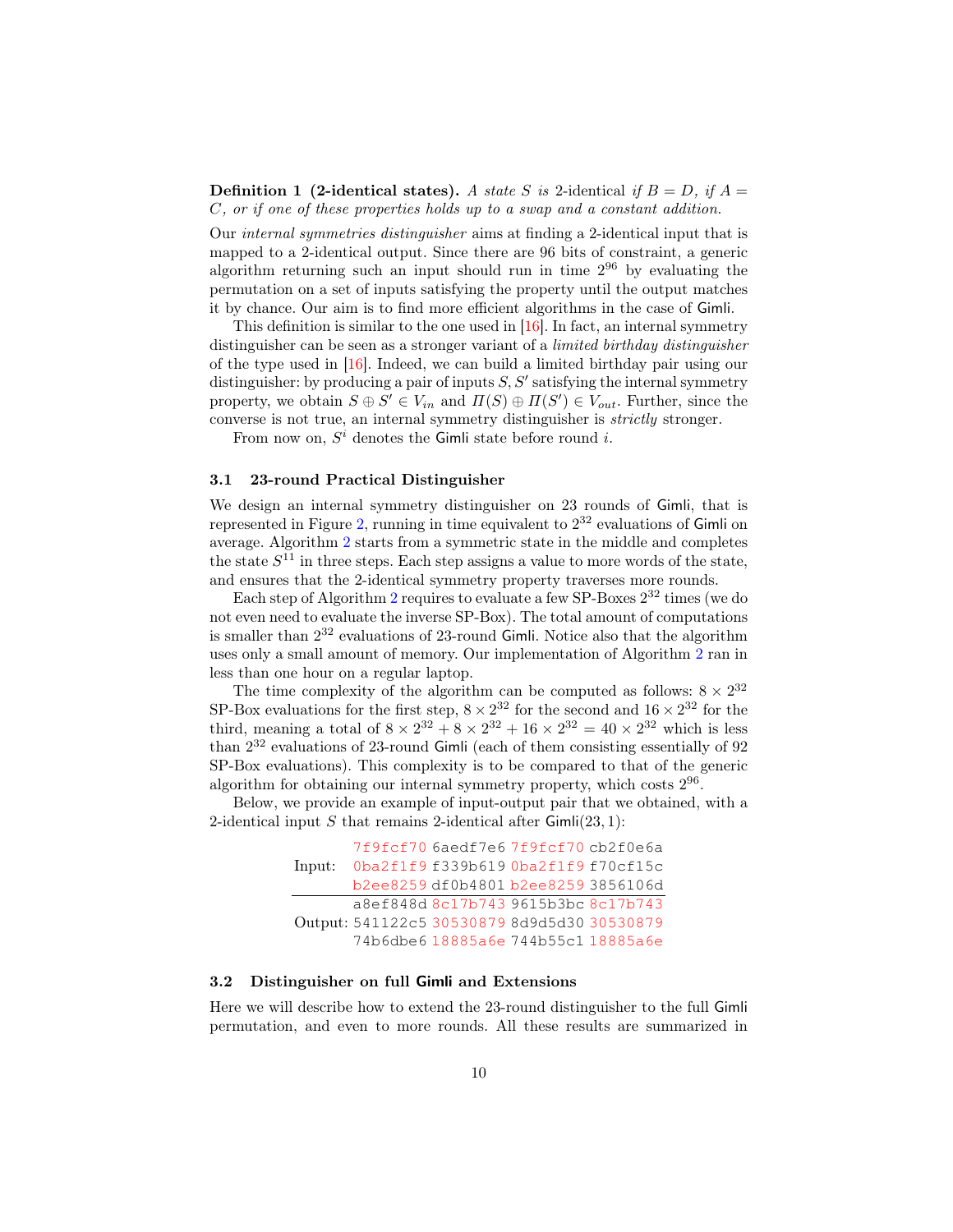**Definition 1 (2-identical states).** *A state $S$ is* 2-identical *if $B = D$, if $A = C$, or if one of these properties holds up to a swap and a constant addition.*

Our *internal symmetries distinguisher* aims at finding a 2-identical input that is mapped to a 2-identical output. Since there are 96 bits of constraint, a generic algorithm returning such an input should run in time $2^{96}$ by evaluating the permutation on a set of inputs satisfying the property until the output matches it by chance. Our aim is to find more efficient algorithms in the case of Gimli.

This definition is similar to the one used in [16]. In fact, an internal symmetry distinguisher can be seen as a stronger variant of a *limited birthday distinguisher* of the type used in [16]. Indeed, we can build a limited birthday pair using our distinguisher: by producing a pair of inputs $S, S'$ satisfying the internal symmetry property, we obtain $S \oplus S' \in V_{in}$ and $\Pi(S) \oplus \Pi(S') \in V_{out}$. Further, since the converse is not true, an internal symmetry distinguisher is *strictly* stronger.

From now on, $S^i$ denotes the Gimli state before round $i$.

### 3.1 23-round Practical Distinguisher

We design an internal symmetry distinguisher on 23 rounds of Gimli, that is represented in Figure 2, running in time equivalent to $2^{32}$ evaluations of Gimli on average. Algorithm 2 starts from a symmetric state in the middle and completes the state $S^{11}$ in three steps. Each step assigns a value to more words of the state, and ensures that the 2-identical symmetry property traverses more rounds.

Each step of Algorithm 2 requires to evaluate a few SP-Boxes $2^{32}$ times (we do not even need to evaluate the inverse SP-Box). The total amount of computations is smaller than $2^{32}$ evaluations of 23-round Gimli. Notice also that the algorithm uses only a small amount of memory. Our implementation of Algorithm 2 ran in less than one hour on a regular laptop.

The time complexity of the algorithm can be computed as follows: $8 \times 2^{32}$ SP-Box evaluations for the first step, $8 \times 2^{32}$ for the second and $16 \times 2^{32}$ for the third, meaning a total of $8 \times 2^{32} + 8 \times 2^{32} + 16 \times 2^{32} = 40 \times 2^{32}$ which is less than $2^{32}$ evaluations of 23-round Gimli (each of them consisting essentially of 92 SP-Box evaluations). This complexity is to be compared to that of the generic algorithm for obtaining our internal symmetry property, which costs $2^{96}$.

Below, we provide an example of input-output pair that we obtained, with a 2-identical input $S$ that remains 2-identical after Gimli(23, 1):

```
Input:   7f9fcf70 6aedf7e6 7f9fcf70 cb2f0e6a
         0ba2f1f9 f339b619 0ba2f1f9 f70cf15c
         b2ee8259 df0b4801 b2ee8259 3856106d
Output:  a8ef848d 8c17b743 9615b3bc 8c17b743
         541122c5 30530879 8d9d5d30 30530879
         74b6dbe6 18885a6e 744b55c1 18885a6e
```

### 3.2 Distinguisher on full Gimli and Extensions

Here we will describe how to extend the 23-round distinguisher to the full Gimli permutation, and even to more rounds. All these results are summarized in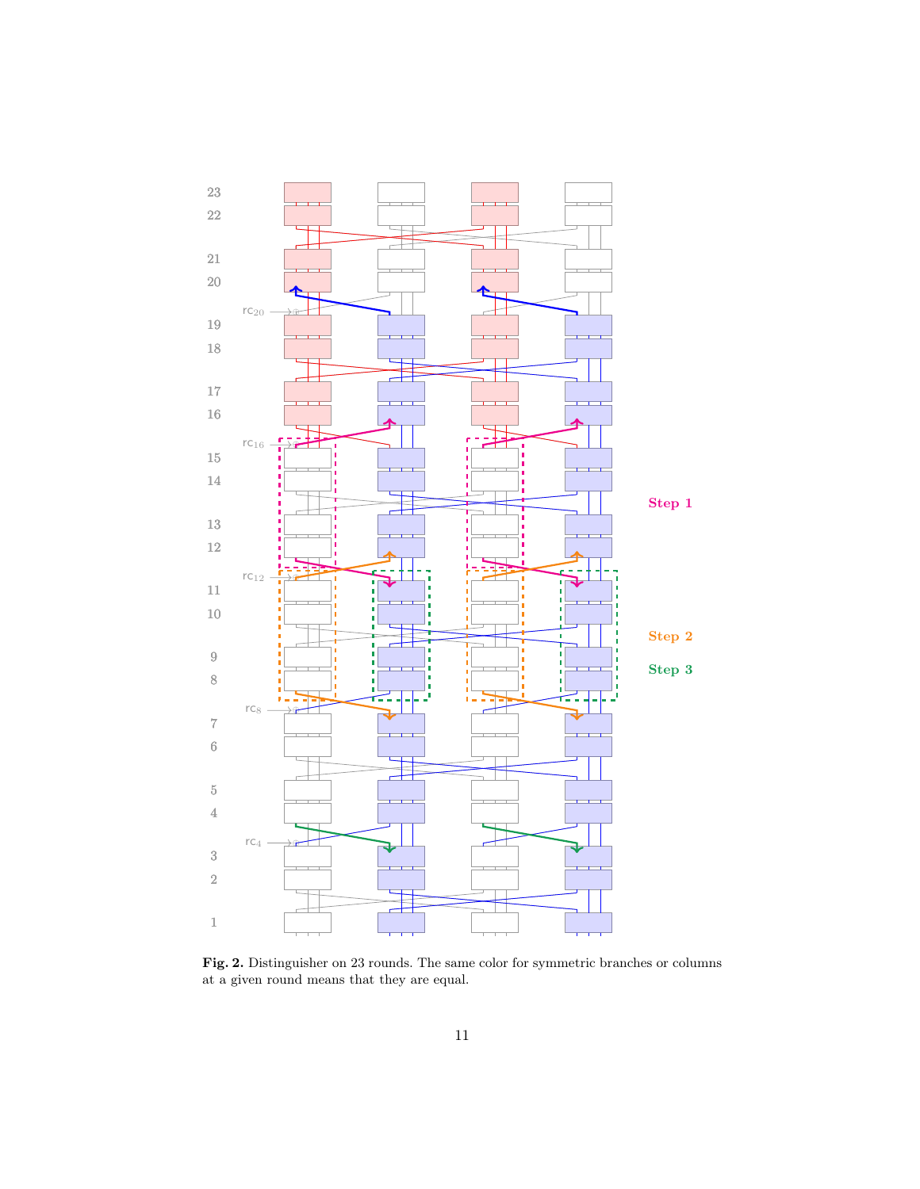**Fig. 2.** Distinguisher on 23 rounds. The same color for symmetric branches or columns at a given round means that they are equal.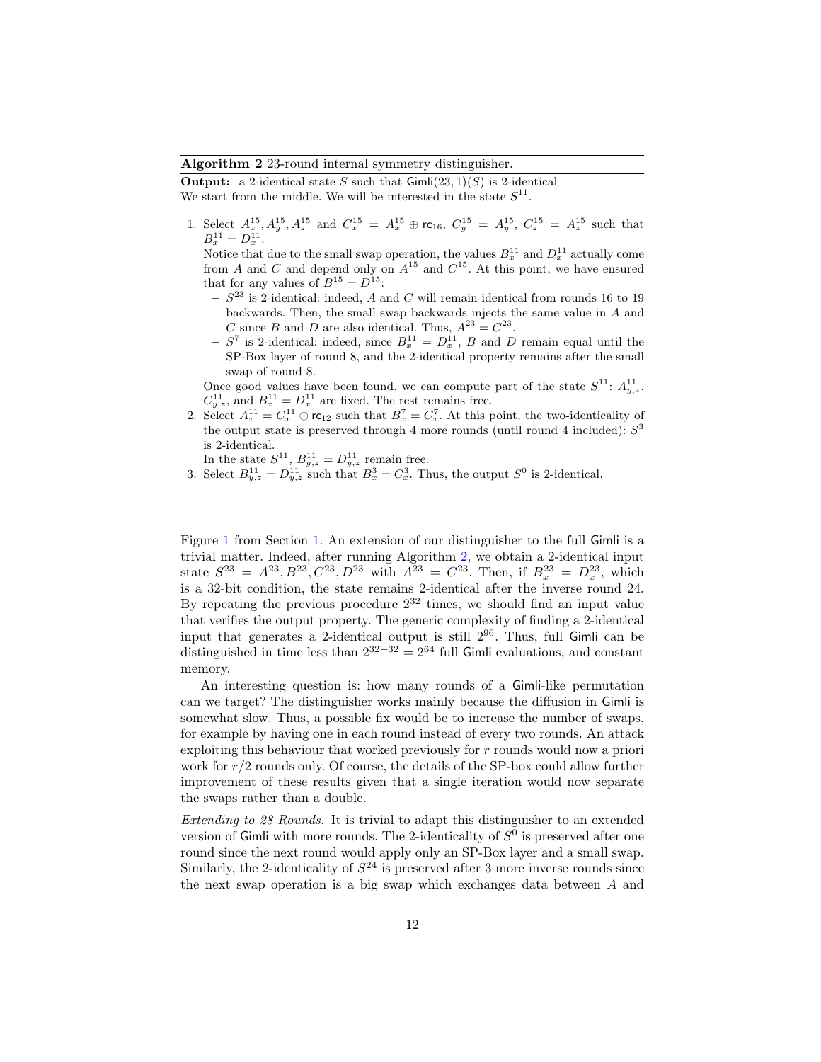**Algorithm 2** 23-round internal symmetry distinguisher.

**Output:** a 2-identical state $S$ such that $\mathsf{Gimli}(23, 1)(S)$ is 2-identical

We start from the middle. We will be interested in the state $S^{11}$.

1. Select $A^{15}_x, A^{15}_y, A^{15}_z$ and $C^{15}_x = A^{15}_x \oplus \mathsf{rc}_{16}$, $C^{15}_y = A^{15}_y$, $C^{15}_z = A^{15}_z$ such that $B^{11}_x = D^{11}_x$.

   Notice that due to the small swap operation, the values $B^{11}_x$ and $D^{11}_x$ actually come from $A$ and $C$ and depend only on $A^{15}$ and $C^{15}$. At this point, we have ensured that for any values of $B^{15} = D^{15}$:
   - $S^{23}$ is 2-identical: indeed, $A$ and $C$ will remain identical from rounds 16 to 19 backwards. Then, the small swap backwards injects the same value in $A$ and $C$ since $B$ and $D$ are also identical. Thus, $A^{23} = C^{23}$.
   - $S^7$ is 2-identical: indeed, since $B^{11}_x = D^{11}_x$, $B$ and $D$ remain equal until the SP-Box layer of round 8, and the 2-identical property remains after the small swap of round 8.

   Once good values have been found, we can compute part of the state $S^{11}$: $A^{11}_{y,z}$, $C^{11}_{y,z}$, and $B^{11}_x = D^{11}_x$ are fixed. The rest remains free.
2. Select $A^{11}_x = C^{11}_x \oplus \mathsf{rc}_{12}$ such that $B^7_x = C^7_x$. At this point, the two-identicality of the output state is preserved through 4 more rounds (until round 4 included): $S^3$ is 2-identical.

   In the state $S^{11}$, $B^{11}_{y,z} = D^{11}_{y,z}$ remain free.
3. Select $B^{11}_{y,z} = D^{11}_{y,z}$ such that $B^3_x = C^3_x$. Thus, the output $S^0$ is 2-identical.

Figure 1 from Section 1. An extension of our distinguisher to the full Gimli is a trivial matter. Indeed, after running Algorithm 2, we obtain a 2-identical input state $S^{23} = A^{23}, B^{23}, C^{23}, D^{23}$ with $A^{23} = C^{23}$. Then, if $B^{23}_x = D^{23}_x$, which is a 32-bit condition, the state remains 2-identical after the inverse round 24. By repeating the previous procedure $2^{32}$ times, we should find an input value that verifies the output property. The generic complexity of finding a 2-identical input that generates a 2-identical output is still $2^{96}$. Thus, full Gimli can be distinguished in time less than $2^{32+32} = 2^{64}$ full Gimli evaluations, and constant memory.

An interesting question is: how many rounds of a Gimli-like permutation can we target? The distinguisher works mainly because the diffusion in Gimli is somewhat slow. Thus, a possible fix would be to increase the number of swaps, for example by having one in each round instead of every two rounds. An attack exploiting this behaviour that worked previously for $r$ rounds would now a priori work for $r/2$ rounds only. Of course, the details of the SP-box could allow further improvement of these results given that a single iteration would now separate the swaps rather than a double.

*Extending to 28 Rounds.* It is trivial to adapt this distinguisher to an extended version of Gimli with more rounds. The 2-identicality of $S^0$ is preserved after one round since the next round would apply only an SP-Box layer and a small swap. Similarly, the 2-identicality of $S^{24}$ is preserved after 3 more inverse rounds since the next swap operation is a big swap which exchanges data between $A$ and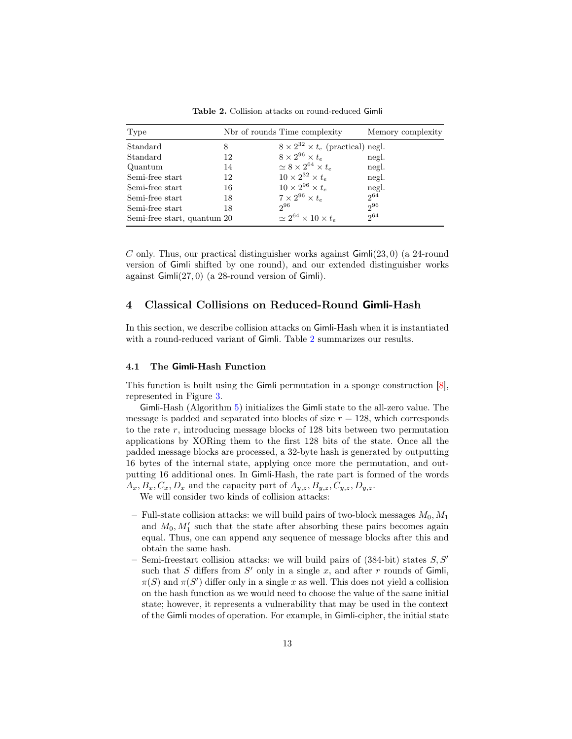**Table 2.** Collision attacks on round-reduced Gimli

| Type | Nbr of rounds | Time complexity | Memory complexity |
|---|---|---|---|
| Standard | 8 | $8 \times 2^{32} \times t_e$ (practical) | negl. |
| Standard | 12 | $8 \times 2^{96} \times t_e$ | negl. |
| Quantum | 14 | $\simeq 8 \times 2^{64} \times t_e$ | negl. |
| Semi-free start | 12 | $10 \times 2^{32} \times t_e$ | negl. |
| Semi-free start | 16 | $10 \times 2^{96} \times t_e$ | negl. |
| Semi-free start | 18 | $7 \times 2^{96} \times t_e$ | $2^{64}$ |
| Semi-free start | 18 | $2^{96}$ | $2^{96}$ |
| Semi-free start, quantum | 20 | $\simeq 2^{64} \times 10 \times t_e$ | $2^{64}$ |

$C$ only. Thus, our practical distinguisher works against Gimli$(23, 0)$ (a 24-round version of Gimli shifted by one round), and our extended distinguisher works against Gimli$(27, 0)$ (a 28-round version of Gimli).

## 4 Classical Collisions on Reduced-Round Gimli-Hash

In this section, we describe collision attacks on Gimli-Hash when it is instantiated with a round-reduced variant of Gimli. Table 2 summarizes our results.

### 4.1 The Gimli-Hash Function

This function is built using the Gimli permutation in a sponge construction [8], represented in Figure 3.

Gimli-Hash (Algorithm 5) initializes the Gimli state to the all-zero value. The message is padded and separated into blocks of size $r = 128$, which corresponds to the rate $r$, introducing message blocks of 128 bits between two permutation applications by XORing them to the first 128 bits of the state. Once all the padded message blocks are processed, a 32-byte hash is generated by outputting 16 bytes of the internal state, applying once more the permutation, and outputting 16 additional ones. In Gimli-Hash, the rate part is formed of the words $A_x, B_x, C_x, D_x$ and the capacity part of $A_{y,z}, B_{y,z}, C_{y,z}, D_{y,z}$.

We will consider two kinds of collision attacks:

- Full-state collision attacks: we will build pairs of two-block messages $M_0, M_1$ and $M_0, M_1'$ such that the state after absorbing these pairs becomes again equal. Thus, one can append any sequence of message blocks after this and obtain the same hash.
- Semi-freestart collision attacks: we will build pairs of (384-bit) states $S, S'$ such that $S$ differs from $S'$ only in a single $x$, and after $r$ rounds of Gimli, $\pi(S)$ and $\pi(S')$ differ only in a single $x$ as well. This does not yield a collision on the hash function as we would need to choose the value of the same initial state; however, it represents a vulnerability that may be used in the context of the Gimli modes of operation. For example, in Gimli-cipher, the initial state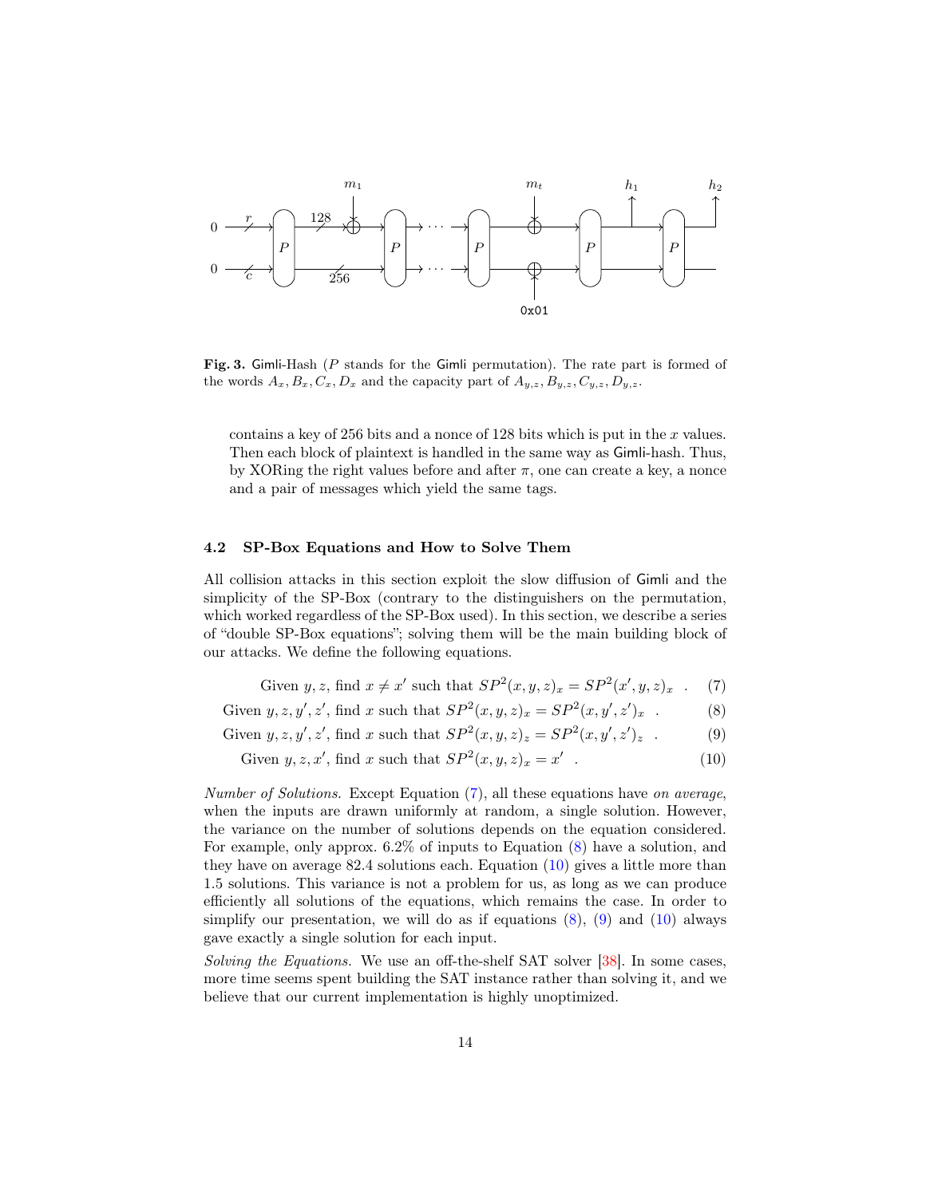**Fig. 3.** Gimli-Hash ($P$ stands for the Gimli permutation). The rate part is formed of the words $A_x, B_x, C_x, D_x$ and the capacity part of $A_{y,z}, B_{y,z}, C_{y,z}, D_{y,z}$.

contains a key of 256 bits and a nonce of 128 bits which is put in the $x$ values. Then each block of plaintext is handled in the same way as Gimli-hash. Thus, by XORing the right values before and after $\pi$, one can create a key, a nonce and a pair of messages which yield the same tags.

### 4.2 SP-Box Equations and How to Solve Them

All collision attacks in this section exploit the slow diffusion of Gimli and the simplicity of the SP-Box (contrary to the distinguishers on the permutation, which worked regardless of the SP-Box used). In this section, we describe a series of "double SP-Box equations"; solving them will be the main building block of our attacks. We define the following equations.

$$\text{Given } y, z, \text{ find } x \neq x' \text{ such that } SP^2(x, y, z)_x = SP^2(x', y, z)_x \quad . \tag{7}$$

$$\text{Given } y, z, y', z', \text{ find } x \text{ such that } SP^2(x, y, z)_x = SP^2(x, y', z')_x \quad . \tag{8}$$

$$\text{Given } y, z, y', z', \text{ find } x \text{ such that } SP^2(x, y, z)_z = SP^2(x, y', z')_z \quad . \tag{9}$$

$$\text{Given } y, z, x', \text{ find } x \text{ such that } SP^2(x, y, z)_x = x' \quad . \tag{10}$$

*Number of Solutions.* Except Equation (7), all these equations have *on average*, when the inputs are drawn uniformly at random, a single solution. However, the variance on the number of solutions depends on the equation considered. For example, only approx. 6.2% of inputs to Equation (8) have a solution, and they have on average 82.4 solutions each. Equation (10) gives a little more than 1.5 solutions. This variance is not a problem for us, as long as we can produce efficiently all solutions of the equations, which remains the case. In order to simplify our presentation, we will do as if equations (8), (9) and (10) always gave exactly a single solution for each input.

*Solving the Equations.* We use an off-the-shelf SAT solver [38]. In some cases, more time seems spent building the SAT instance rather than solving it, and we believe that our current implementation is highly unoptimized.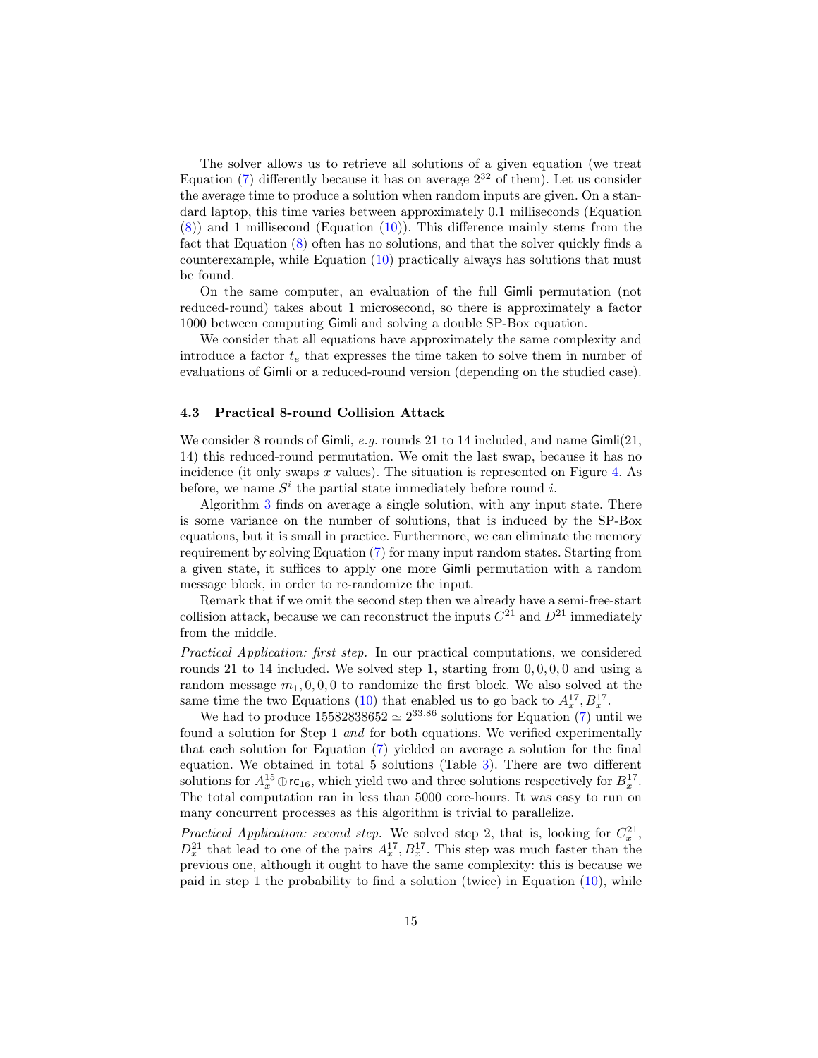The solver allows us to retrieve all solutions of a given equation (we treat Equation (7) differently because it has on average $2^{32}$ of them). Let us consider the average time to produce a solution when random inputs are given. On a standard laptop, this time varies between approximately 0.1 milliseconds (Equation (8)) and 1 millisecond (Equation (10)). This difference mainly stems from the fact that Equation (8) often has no solutions, and that the solver quickly finds a counterexample, while Equation (10) practically always has solutions that must be found.

On the same computer, an evaluation of the full Gimli permutation (not reduced-round) takes about 1 microsecond, so there is approximately a factor 1000 between computing Gimli and solving a double SP-Box equation.

We consider that all equations have approximately the same complexity and introduce a factor $t_e$ that expresses the time taken to solve them in number of evaluations of Gimli or a reduced-round version (depending on the studied case).

### 4.3 Practical 8-round Collision Attack

We consider 8 rounds of Gimli, *e.g.* rounds 21 to 14 included, and name Gimli(21, 14) this reduced-round permutation. We omit the last swap, because it has no incidence (it only swaps $x$ values). The situation is represented on Figure 4. As before, we name $S^i$ the partial state immediately before round $i$.

Algorithm 3 finds on average a single solution, with any input state. There is some variance on the number of solutions, that is induced by the SP-Box equations, but it is small in practice. Furthermore, we can eliminate the memory requirement by solving Equation (7) for many input random states. Starting from a given state, it suffices to apply one more Gimli permutation with a random message block, in order to re-randomize the input.

Remark that if we omit the second step then we already have a semi-free-start collision attack, because we can reconstruct the inputs $C^{21}$ and $D^{21}$ immediately from the middle.

*Practical Application: first step.* In our practical computations, we considered rounds 21 to 14 included. We solved step 1, starting from $0, 0, 0, 0$ and using a random message $m_1, 0, 0, 0$ to randomize the first block. We also solved at the same time the two Equations (10) that enabled us to go back to $A_x^{17}, B_x^{17}$.

We had to produce $15582838652 \simeq 2^{33.86}$ solutions for Equation (7) until we found a solution for Step 1 *and* for both equations. We verified experimentally that each solution for Equation (7) yielded on average a solution for the final equation. We obtained in total 5 solutions (Table 3). There are two different solutions for $A_x^{15} \oplus \mathsf{rc}_{16}$, which yield two and three solutions respectively for $B_x^{17}$. The total computation ran in less than 5000 core-hours. It was easy to run on many concurrent processes as this algorithm is trivial to parallelize.

*Practical Application: second step.* We solved step 2, that is, looking for $C_x^{21}$, $D_x^{21}$ that lead to one of the pairs $A_x^{17}, B_x^{17}$. This step was much faster than the previous one, although it ought to have the same complexity: this is because we paid in step 1 the probability to find a solution (twice) in Equation (10), while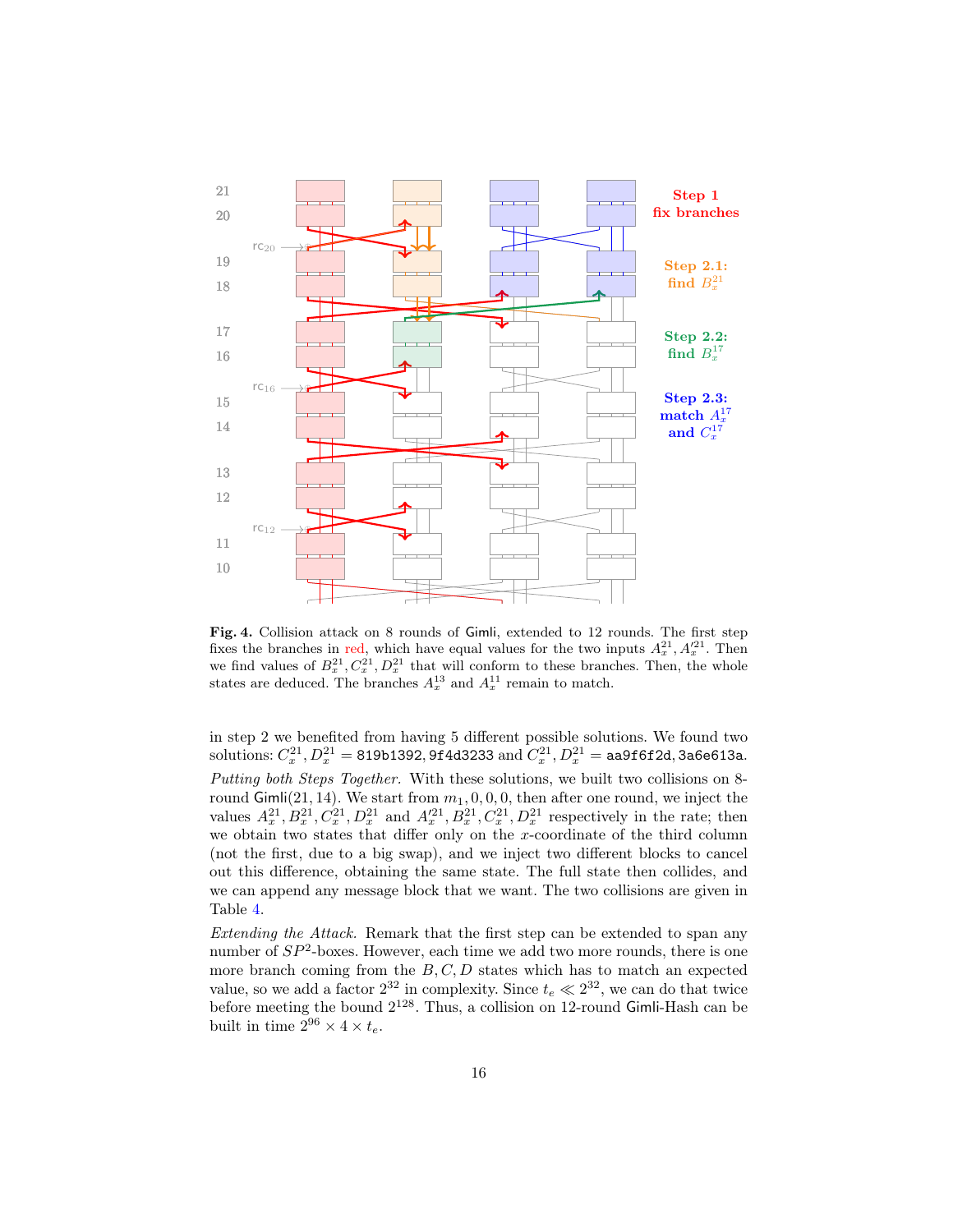**Fig. 4.** Collision attack on 8 rounds of Gimli, extended to 12 rounds. The first step fixes the branches in red, which have equal values for the two inputs $A_x^{21}, A_x'^{21}$. Then we find values of $B_x^{21}, C_x^{21}, D_x^{21}$ that will conform to these branches. Then, the whole states are deduced. The branches $A_x^{13}$ and $A_x^{11}$ remain to match.

in step 2 we benefited from having 5 different possible solutions. We found two solutions: $C_x^{21}, D_x^{21}$ = `819b1392`, `9f4d3233` and $C_x^{21}, D_x^{21}$ = `aa9f6f2d`, `3a6e613a`.

*Putting both Steps Together.* With these solutions, we built two collisions on 8-round Gimli(21, 14). We start from $m_1, 0, 0, 0$, then after one round, we inject the values $A_x^{21}, B_x^{21}, C_x^{21}, D_x^{21}$ and $A_x'^{21}, B_x^{21}, C_x^{21}, D_x^{21}$ respectively in the rate; then we obtain two states that differ only on the $x$-coordinate of the third column (not the first, due to a big swap), and we inject two different blocks to cancel out this difference, obtaining the same state. The full state then collides, and we can append any message block that we want. The two collisions are given in Table 4.

*Extending the Attack.* Remark that the first step can be extended to span any number of $SP^2$-boxes. However, each time we add two more rounds, there is one more branch coming from the $B, C, D$ states which has to match an expected value, so we add a factor $2^{32}$ in complexity. Since $t_e \ll 2^{32}$, we can do that twice before meeting the bound $2^{128}$. Thus, a collision on 12-round Gimli-Hash can be built in time $2^{96} \times 4 \times t_e$.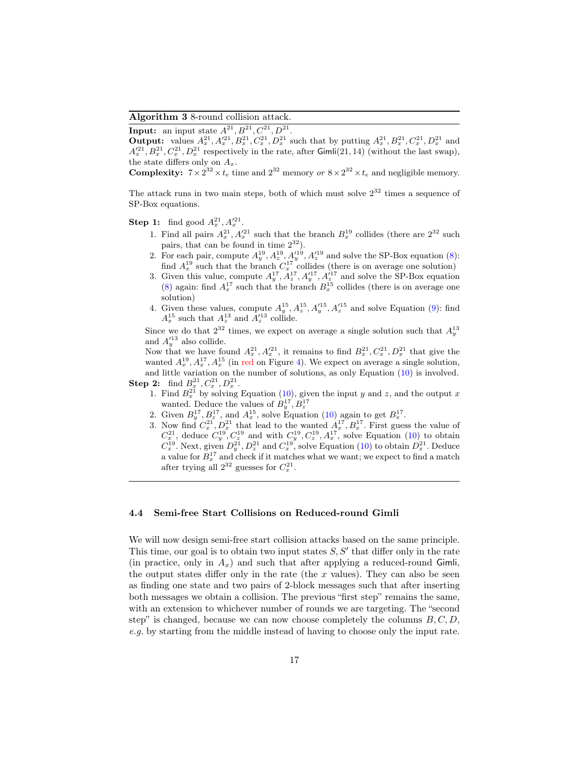**Algorithm 3** 8-round collision attack.

**Input:** an input state $A^{21}, B^{21}, C^{21}, D^{21}$.

**Output:** values $A_x^{21}, A_x'^{21}, B_x^{21}, C_x^{21}, D_x^{21}$ such that by putting $A_x^{21}, B_x^{21}, C_x^{21}, D_x^{21}$ and $A_x'^{21}, B_x^{21}, C_x^{21}, D_x^{21}$ respectively in the rate, after Gimli(21, 14) (without the last swap), the state differs only on $A_x$.

**Complexity:** $7 \times 2^{32} \times t_e$ time and $2^{32}$ memory *or* $8 \times 2^{32} \times t_e$ and negligible memory.

The attack runs in two main steps, both of which must solve $2^{32}$ times a sequence of SP-Box equations.

**Step 1:** find good $A_x^{21}, A_x'^{21}$.

1. Find all pairs $A_x^{21}, A_x'^{21}$ such that the branch $B_x^{19}$ collides (there are $2^{32}$ such pairs, that can be found in time $2^{32}$).
2. For each pair, compute $A_y^{19}, A_z^{19}, A_y'^{19}, A_z'^{19}$ and solve the SP-Box equation (8): find $A_x^{19}$ such that the branch $C_x^{17}$ collides (there is on average one solution)
3. Given this value, compute $A_y^{17}, A_z^{17}, A_y'^{17}, A_z'^{17}$ and solve the SP-Box equation (8) again: find $A_x^{17}$ such that the branch $B_x^{15}$ collides (there is on average one solution)
4. Given these values, compute $A_y^{15}, A_z^{15}, A_y'^{15}, A_z'^{15}$ and solve Equation (9): find $A_x^{15}$ such that $A_z^{13}$ and $A_z'^{13}$ collide.

Since we do that $2^{32}$ times, we expect on average a single solution such that $A_y^{13}$ and $A_y'^{13}$ also collide.

Now that we have found $A_x^{21}, A_x'^{21}$, it remains to find $B_x^{21}, C_x^{21}, D_x^{21}$ that give the wanted $A_x^{19}, A_x^{17}, A_x^{15}$ (in red on Figure 4). We expect on average a single solution, and little variation on the number of solutions, as only Equation (10) is involved.

**Step 2:** find $B_x^{21}, C_x^{21}, D_x^{21}$.

1. Find $B_x^{21}$ by solving Equation (10), given the input $y$ and $z$, and the output $x$ wanted. Deduce the values of $B_y^{17}, B_z^{17}$
2. Given $B_y^{17}, B_z^{17}$, and $A_x^{15}$, solve Equation (10) again to get $B_x^{17}$.
3. Now find $C_x^{21}, D_x^{21}$ that lead to the wanted $A_x^{17}, B_x^{17}$. First guess the value of $C_x^{21}$, deduce $C_y^{19}, C_z^{19}$ and with $C_y^{19}, C_z^{19}, A_x^{17}$, solve Equation (10) to obtain $C_x^{19}$. Next, given $D_y^{21}, D_z^{21}$ and $C_x^{19}$, solve Equation (10) to obtain $D_x^{21}$. Deduce a value for $B_x^{17}$ and check if it matches what we want; we expect to find a match after trying all $2^{32}$ guesses for $C_x^{21}$.

### 4.4 Semi-free Start Collisions on Reduced-round Gimli

We will now design semi-free start collision attacks based on the same principle. This time, our goal is to obtain two input states $S, S'$ that differ only in the rate (in practice, only in $A_x$) and such that after applying a reduced-round Gimli, the output states differ only in the rate (the $x$ values). They can also be seen as finding one state and two pairs of 2-block messages such that after inserting both messages we obtain a collision. The previous "first step" remains the same, with an extension to whichever number of rounds we are targeting. The "second step" is changed, because we can now choose completely the columns $B, C, D$, *e.g.* by starting from the middle instead of having to choose only the input rate.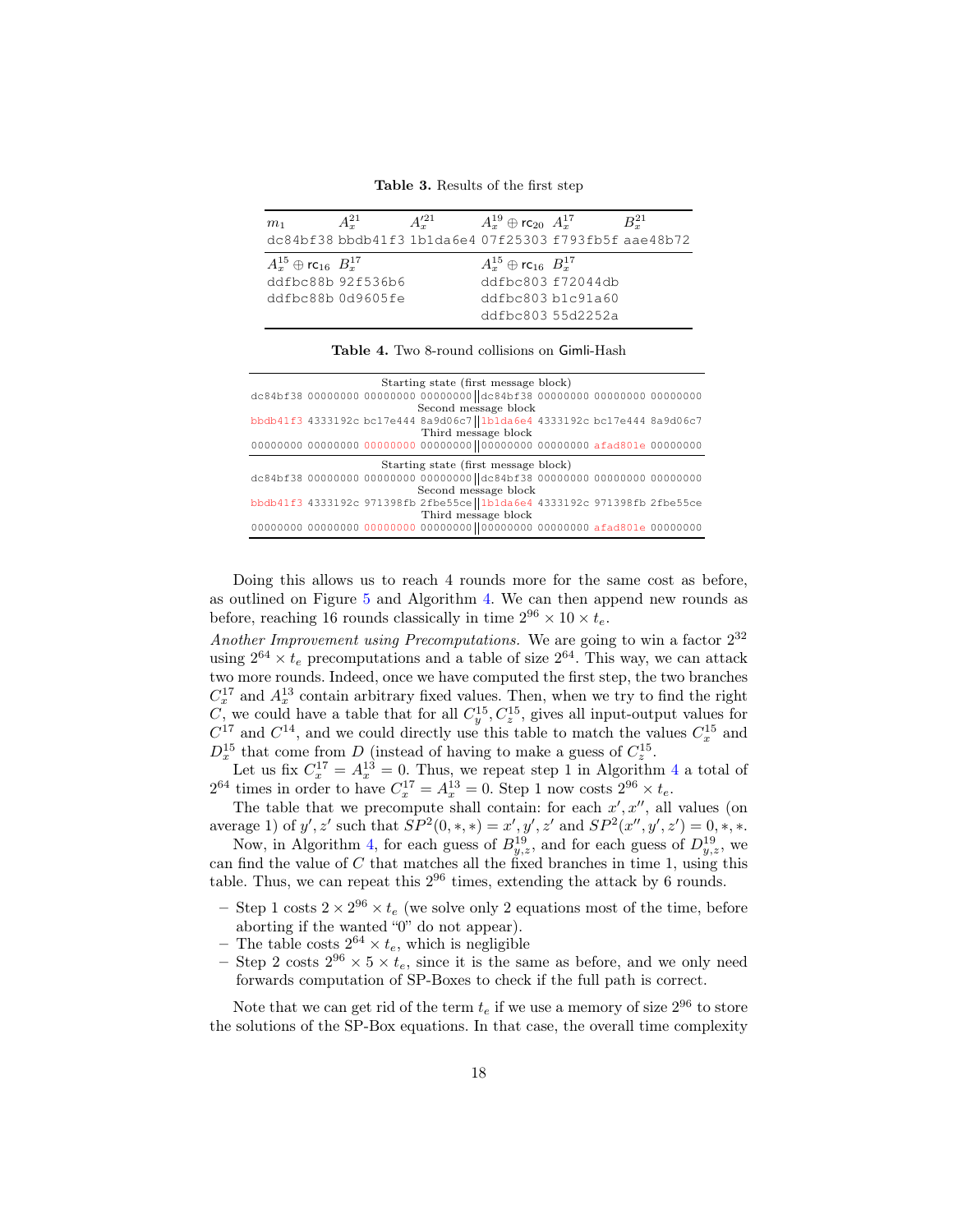**Table 3.** Results of the first step

| $m_1$ | $A_x^{21}$ | $A_x'^{21}$ | $A_x^{19} \oplus \mathsf{rc}_{20}$ | $A_x^{17}$ | $B_x^{21}$ |
|---|---|---|---|---|---|
| dc84bf38 | bbdb41f3 | 1b1da6e4 | 07f25303 | f793fb5f | aae48b72 |
| $A_x^{15} \oplus \mathsf{rc}_{16}$ | $B_x^{17}$ | | $A_x^{15} \oplus \mathsf{rc}_{16}$ | $B_x^{17}$ | |
| ddfbc88b | 92f536b6 | | ddfbc803 | f72044db | |
| ddfbc88b | 0d9605fe | | ddfbc803 | b1c91a60 | |
| | | | ddfbc803 | 55d2252a | |

**Table 4.** Two 8-round collisions on Gimli-Hash

| | |
|---|---|
| Starting state (first message block) | |
| dc84bf38 00000000 00000000 00000000 | dc84bf38 00000000 00000000 00000000 |
| Second message block | |
| bbdb41f3 4333192c bc17e444 8a9d06c7 | 1b1da6e4 4333192c bc17e444 8a9d06c7 |
| Third message block | |
| 00000000 00000000 00000000 00000000 | 00000000 00000000 afad801e 00000000 |
| Starting state (first message block) | |
| dc84bf38 00000000 00000000 00000000 | dc84bf38 00000000 00000000 00000000 |
| Second message block | |
| bbdb41f3 4333192c 971398fb 2fbe55ce | 1b1da6e4 4333192c 971398fb 2fbe55ce |
| Third message block | |
| 00000000 00000000 00000000 00000000 | 00000000 00000000 afad801e 00000000 |

Doing this allows us to reach 4 rounds more for the same cost as before, as outlined on Figure 5 and Algorithm 4. We can then append new rounds as before, reaching 16 rounds classically in time $2^{96} \times 10 \times t_e$.

*Another Improvement using Precomputations.* We are going to win a factor $2^{32}$ using $2^{64} \times t_e$ precomputations and a table of size $2^{64}$. This way, we can attack two more rounds. Indeed, once we have computed the first step, the two branches $C_x^{17}$ and $A_x^{13}$ contain arbitrary fixed values. Then, when we try to find the right $C$, we could have a table that for all $C_y^{15}, C_z^{15}$, gives all input-output values for $C^{17}$ and $C^{14}$, and we could directly use this table to match the values $C_x^{15}$ and $D_x^{15}$ that come from $D$ (instead of having to make a guess of $C_z^{15}$.

Let us fix $C_x^{17} = A_x^{13} = 0$. Thus, we repeat step 1 in Algorithm 4 a total of $2^{64}$ times in order to have $C_x^{17} = A_x^{13} = 0$. Step 1 now costs $2^{96} \times t_e$.

The table that we precompute shall contain: for each $x', x''$, all values (on average 1) of $y', z'$ such that $SP^2(0,*,*) = x', y', z'$ and $SP^2(x'', y', z') = 0, *, *$.

Now, in Algorithm 4, for each guess of $B_{y,z}^{19}$, and for each guess of $D_{y,z}^{19}$, we can find the value of $C$ that matches all the fixed branches in time 1, using this table. Thus, we can repeat this $2^{96}$ times, extending the attack by 6 rounds.

- Step 1 costs $2 \times 2^{96} \times t_e$ (we solve only 2 equations most of the time, before aborting if the wanted "0" do not appear).
- The table costs $2^{64} \times t_e$, which is negligible
- Step 2 costs $2^{96} \times 5 \times t_e$, since it is the same as before, and we only need forwards computation of SP-Boxes to check if the full path is correct.

Note that we can get rid of the term $t_e$ if we use a memory of size $2^{96}$ to store the solutions of the SP-Box equations. In that case, the overall time complexity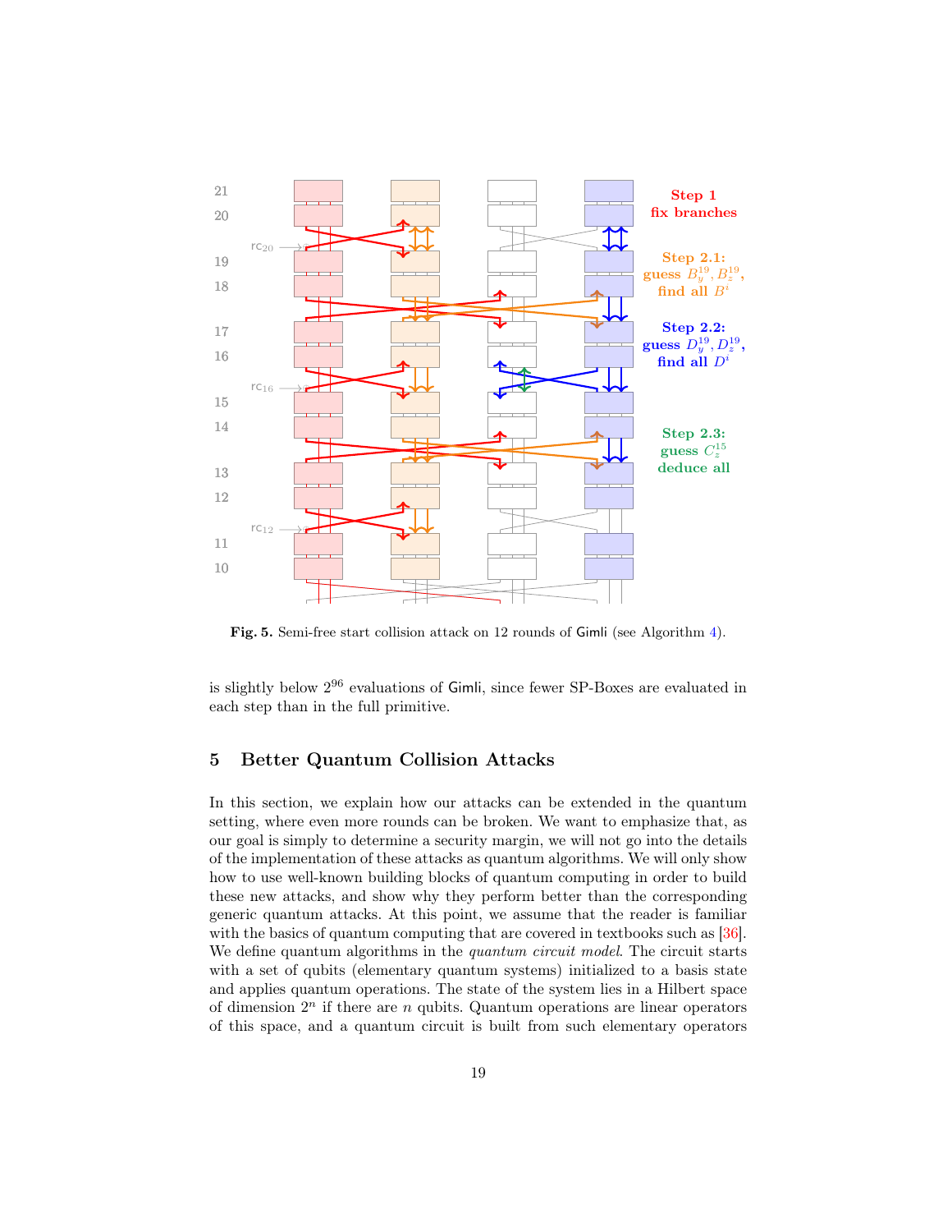Step 1
fix branches

Step 2.1:
guess $B_y^{19}, B_z^{19}$,
find all $B^i$

Step 2.2:
guess $D_y^{19}, D_z^{19}$,
find all $D^i$

Step 2.3:
guess $C_z^{15}$
deduce all

**Fig. 5.** Semi-free start collision attack on 12 rounds of Gimli (see Algorithm 4).

is slightly below $2^{96}$ evaluations of Gimli, since fewer SP-Boxes are evaluated in each step than in the full primitive.

## 5 Better Quantum Collision Attacks

In this section, we explain how our attacks can be extended in the quantum setting, where even more rounds can be broken. We want to emphasize that, as our goal is simply to determine a security margin, we will not go into the details of the implementation of these attacks as quantum algorithms. We will only show how to use well-known building blocks of quantum computing in order to build these new attacks, and show why they perform better than the corresponding generic quantum attacks. At this point, we assume that the reader is familiar with the basics of quantum computing that are covered in textbooks such as [36]. We define quantum algorithms in the *quantum circuit model*. The circuit starts with a set of qubits (elementary quantum systems) initialized to a basis state and applies quantum operations. The state of the system lies in a Hilbert space of dimension $2^n$ if there are $n$ qubits. Quantum operations are linear operators of this space, and a quantum circuit is built from such elementary operators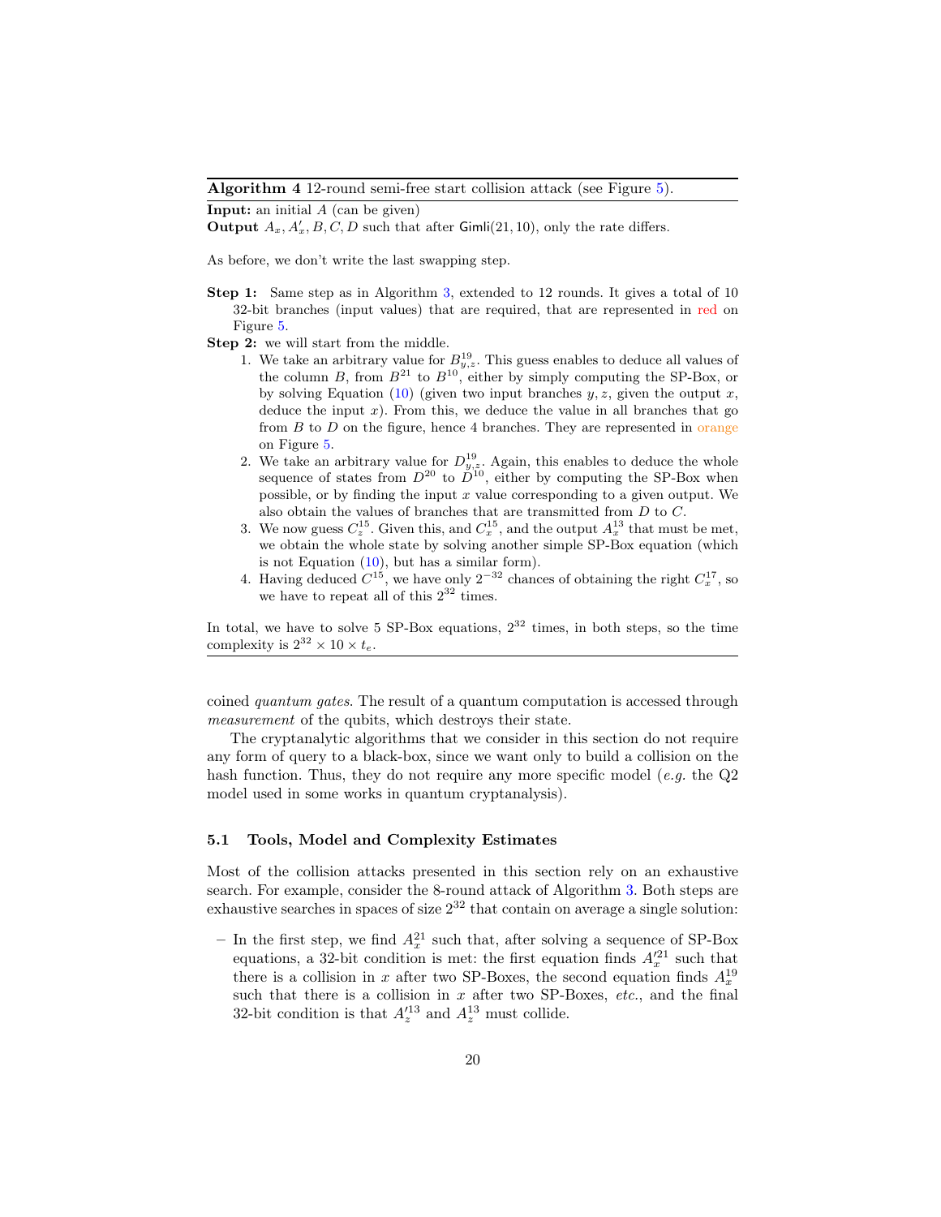**Algorithm 4** 12-round semi-free start collision attack (see Figure 5).

**Input:** an initial $A$ (can be given)
**Output** $A_x, A'_x, B, C, D$ such that after $\mathsf{Gimli}(21, 10)$, only the rate differs.

As before, we don't write the last swapping step.

**Step 1:** Same step as in Algorithm 3, extended to 12 rounds. It gives a total of 10 32-bit branches (input values) that are required, that are represented in red on Figure 5.

**Step 2:** we will start from the middle.

1. We take an arbitrary value for $B^{19}_{y,z}$. This guess enables to deduce all values of the column $B$, from $B^{21}$ to $B^{10}$, either by simply computing the SP-Box, or by solving Equation (10) (given two input branches $y, z$, given the output $x$, deduce the input $x$). From this, we deduce the value in all branches that go from $B$ to $D$ on the figure, hence 4 branches. They are represented in orange on Figure 5.
2. We take an arbitrary value for $D^{19}_{y,z}$. Again, this enables to deduce the whole sequence of states from $D^{20}$ to $D^{10}$, either by computing the SP-Box when possible, or by finding the input $x$ value corresponding to a given output. We also obtain the values of branches that are transmitted from $D$ to $C$.
3. We now guess $C^{15}_z$. Given this, and $C^{15}_x$, and the output $A^{13}_x$ that must be met, we obtain the whole state by solving another simple SP-Box equation (which is not Equation (10), but has a similar form).
4. Having deduced $C^{15}$, we have only $2^{-32}$ chances of obtaining the right $C^{17}_x$, so we have to repeat all of this $2^{32}$ times.

In total, we have to solve 5 SP-Box equations, $2^{32}$ times, in both steps, so the time complexity is $2^{32} \times 10 \times t_e$.

---

coined *quantum gates*. The result of a quantum computation is accessed through *measurement* of the qubits, which destroys their state.

The cryptanalytic algorithms that we consider in this section do not require any form of query to a black-box, since we want only to build a collision on the hash function. Thus, they do not require any more specific model (*e.g.* the Q2 model used in some works in quantum cryptanalysis).

### 5.1 Tools, Model and Complexity Estimates

Most of the collision attacks presented in this section rely on an exhaustive search. For example, consider the 8-round attack of Algorithm 3. Both steps are exhaustive searches in spaces of size $2^{32}$ that contain on average a single solution:

- In the first step, we find $A^{21}_x$ such that, after solving a sequence of SP-Box equations, a 32-bit condition is met: the first equation finds $A'^{21}_x$ such that there is a collision in $x$ after two SP-Boxes, the second equation finds $A^{19}_x$ such that there is a collision in $x$ after two SP-Boxes, *etc.*, and the final 32-bit condition is that $A'^{13}_z$ and $A^{13}_z$ must collide.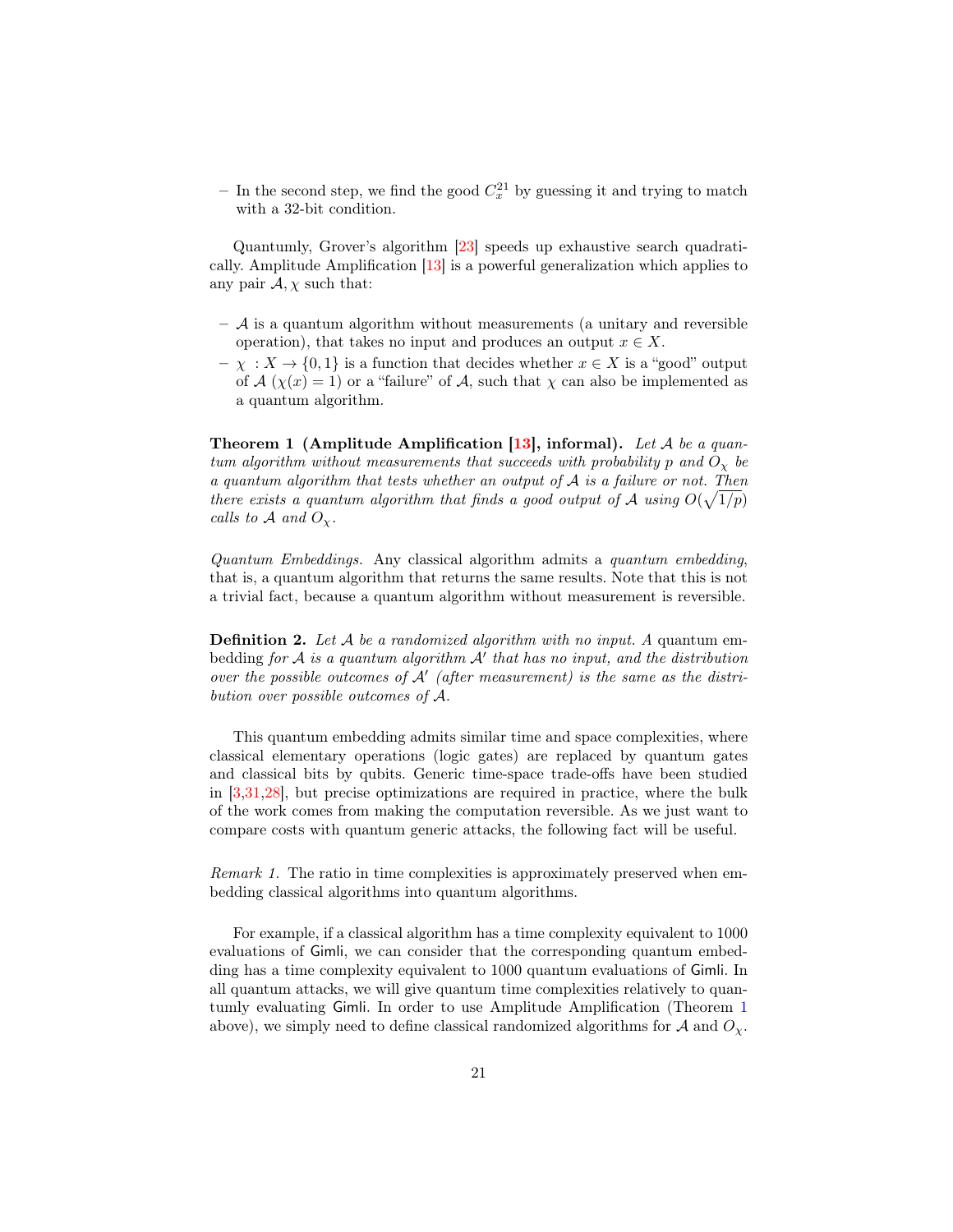– In the second step, we find the good $C_x^{21}$ by guessing it and trying to match with a 32-bit condition.

Quantumly, Grover's algorithm [23] speeds up exhaustive search quadratically. Amplitude Amplification [13] is a powerful generalization which applies to any pair $\mathcal{A}, \chi$ such that:

– $\mathcal{A}$ is a quantum algorithm without measurements (a unitary and reversible operation), that takes no input and produces an output $x \in X$.
– $\chi : X \to \{0, 1\}$ is a function that decides whether $x \in X$ is a "good" output of $\mathcal{A}$ ($\chi(x) = 1$) or a "failure" of $\mathcal{A}$, such that $\chi$ can also be implemented as a quantum algorithm.

**Theorem 1 (Amplitude Amplification [13], informal).** *Let $\mathcal{A}$ be a quantum algorithm without measurements that succeeds with probability $p$ and $O_\chi$ be a quantum algorithm that tests whether an output of $\mathcal{A}$ is a failure or not. Then there exists a quantum algorithm that finds a good output of $\mathcal{A}$ using $O(\sqrt{1/p})$ calls to $\mathcal{A}$ and $O_\chi$.*

*Quantum Embeddings.* Any classical algorithm admits a *quantum embedding*, that is, a quantum algorithm that returns the same results. Note that this is not a trivial fact, because a quantum algorithm without measurement is reversible.

**Definition 2.** *Let $\mathcal{A}$ be a randomized algorithm with no input. A* quantum embedding *for $\mathcal{A}$ is a quantum algorithm $\mathcal{A}'$ that has no input, and the distribution over the possible outcomes of $\mathcal{A}'$ (after measurement) is the same as the distribution over possible outcomes of $\mathcal{A}$.*

This quantum embedding admits similar time and space complexities, where classical elementary operations (logic gates) are replaced by quantum gates and classical bits by qubits. Generic time-space trade-offs have been studied in [3,31,28], but precise optimizations are required in practice, where the bulk of the work comes from making the computation reversible. As we just want to compare costs with quantum generic attacks, the following fact will be useful.

*Remark 1.* The ratio in time complexities is approximately preserved when embedding classical algorithms into quantum algorithms.

For example, if a classical algorithm has a time complexity equivalent to 1000 evaluations of Gimli, we can consider that the corresponding quantum embedding has a time complexity equivalent to 1000 quantum evaluations of Gimli. In all quantum attacks, we will give quantum time complexities relatively to quantumly evaluating Gimli. In order to use Amplitude Amplification (Theorem 1 above), we simply need to define classical randomized algorithms for $\mathcal{A}$ and $O_\chi$.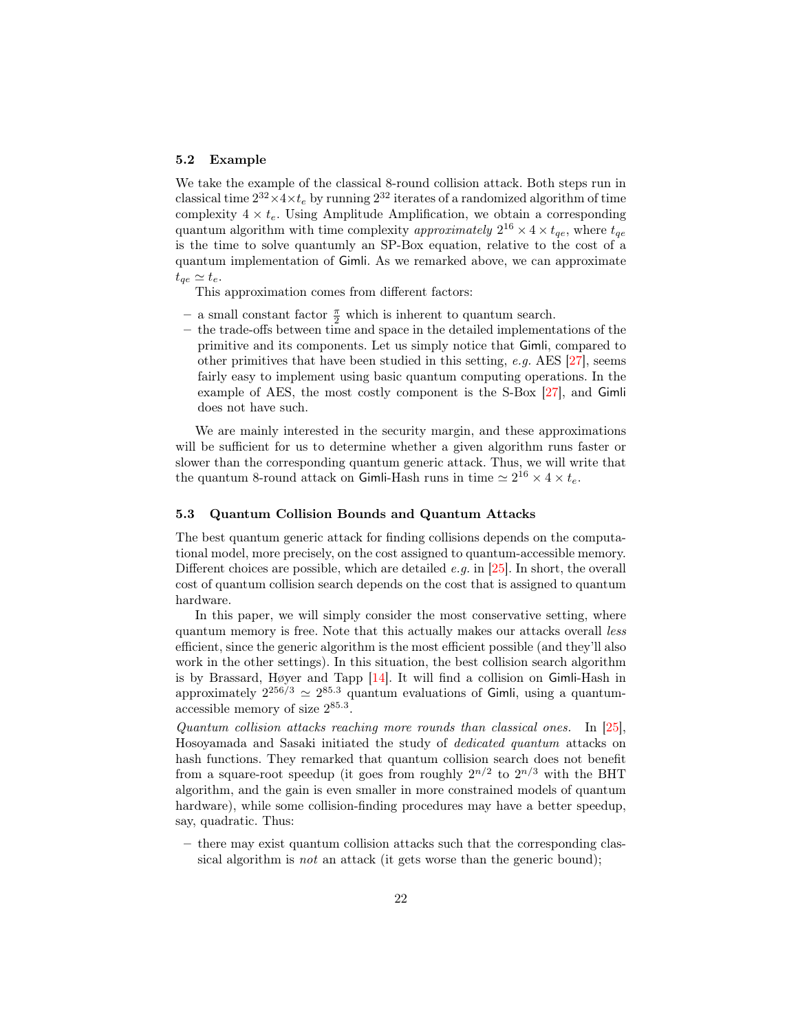### 5.2 Example

We take the example of the classical 8-round collision attack. Both steps run in classical time $2^{32} \times 4 \times t_e$ by running $2^{32}$ iterates of a randomized algorithm of time complexity $4 \times t_e$. Using Amplitude Amplification, we obtain a corresponding quantum algorithm with time complexity *approximately* $2^{16} \times 4 \times t_{qe}$, where $t_{qe}$ is the time to solve quantumly an SP-Box equation, relative to the cost of a quantum implementation of Gimli. As we remarked above, we can approximate $t_{qe} \simeq t_e$.

This approximation comes from different factors:

- a small constant factor $\frac{\pi}{2}$ which is inherent to quantum search.
- the trade-offs between time and space in the detailed implementations of the primitive and its components. Let us simply notice that Gimli, compared to other primitives that have been studied in this setting, *e.g.* AES [27], seems fairly easy to implement using basic quantum computing operations. In the example of AES, the most costly component is the S-Box [27], and Gimli does not have such.

We are mainly interested in the security margin, and these approximations will be sufficient for us to determine whether a given algorithm runs faster or slower than the corresponding quantum generic attack. Thus, we will write that the quantum 8-round attack on Gimli-Hash runs in time $\simeq 2^{16} \times 4 \times t_e$.

### 5.3 Quantum Collision Bounds and Quantum Attacks

The best quantum generic attack for finding collisions depends on the computational model, more precisely, on the cost assigned to quantum-accessible memory. Different choices are possible, which are detailed *e.g.* in [25]. In short, the overall cost of quantum collision search depends on the cost that is assigned to quantum hardware.

In this paper, we will simply consider the most conservative setting, where quantum memory is free. Note that this actually makes our attacks overall *less* efficient, since the generic algorithm is the most efficient possible (and they'll also work in the other settings). In this situation, the best collision search algorithm is by Brassard, Høyer and Tapp [14]. It will find a collision on Gimli-Hash in approximately $2^{256/3} \simeq 2^{85.3}$ quantum evaluations of Gimli, using a quantum-accessible memory of size $2^{85.3}$.

*Quantum collision attacks reaching more rounds than classical ones.* In [25], Hosoyamada and Sasaki initiated the study of *dedicated quantum* attacks on hash functions. They remarked that quantum collision search does not benefit from a square-root speedup (it goes from roughly $2^{n/2}$ to $2^{n/3}$ with the BHT algorithm, and the gain is even smaller in more constrained models of quantum hardware), while some collision-finding procedures may have a better speedup, say, quadratic. Thus:

- there may exist quantum collision attacks such that the corresponding classical algorithm is *not* an attack (it gets worse than the generic bound);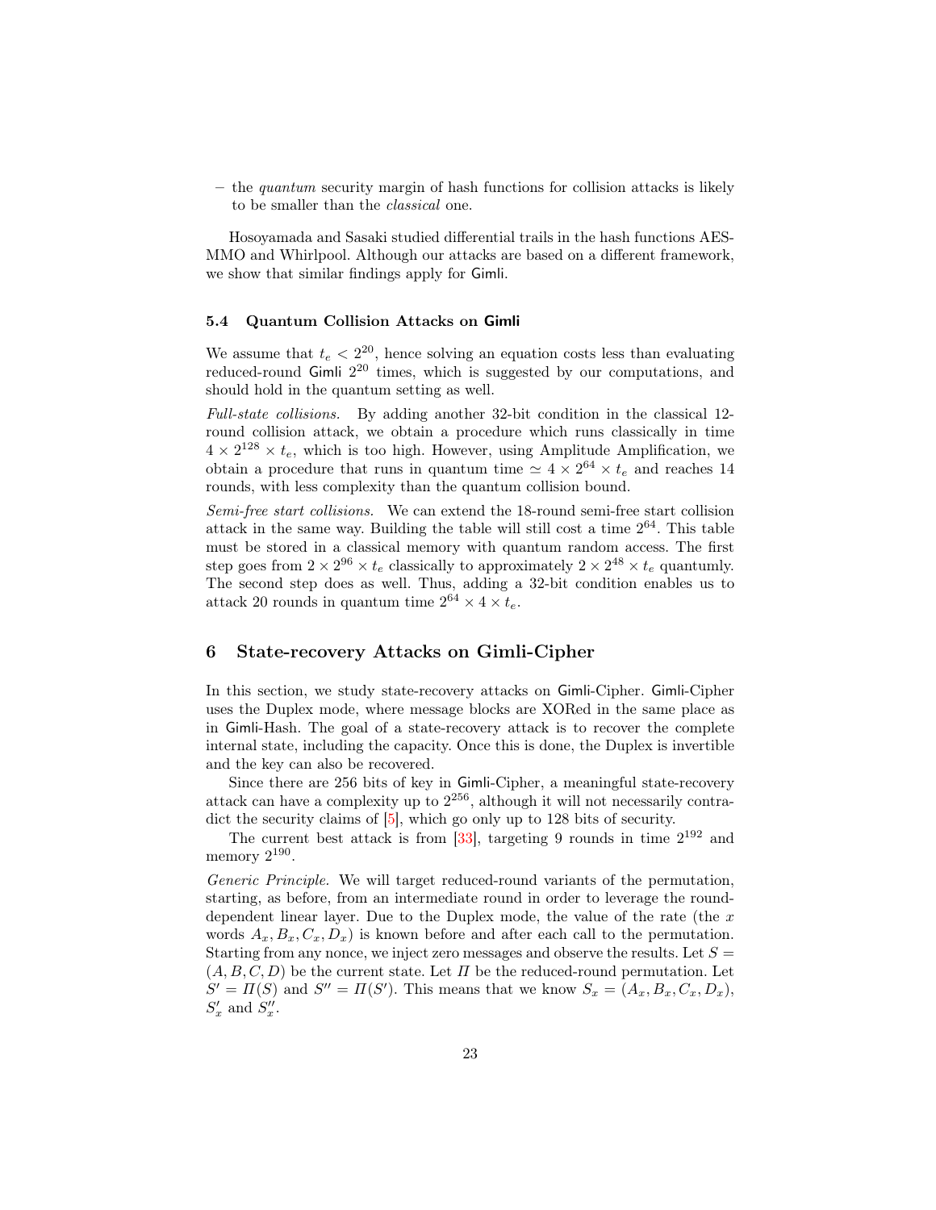– the *quantum* security margin of hash functions for collision attacks is likely to be smaller than the *classical* one.

Hosoyamada and Sasaki studied differential trails in the hash functions AES-MMO and Whirlpool. Although our attacks are based on a different framework, we show that similar findings apply for Gimli.

### 5.4 Quantum Collision Attacks on Gimli

We assume that $t_e < 2^{20}$, hence solving an equation costs less than evaluating reduced-round Gimli $2^{20}$ times, which is suggested by our computations, and should hold in the quantum setting as well.

*Full-state collisions.* By adding another 32-bit condition in the classical 12-round collision attack, we obtain a procedure which runs classically in time $4 \times 2^{128} \times t_e$, which is too high. However, using Amplitude Amplification, we obtain a procedure that runs in quantum time $\simeq 4 \times 2^{64} \times t_e$ and reaches 14 rounds, with less complexity than the quantum collision bound.

*Semi-free start collisions.* We can extend the 18-round semi-free start collision attack in the same way. Building the table will still cost a time $2^{64}$. This table must be stored in a classical memory with quantum random access. The first step goes from $2 \times 2^{96} \times t_e$ classically to approximately $2 \times 2^{48} \times t_e$ quantumly. The second step does as well. Thus, adding a 32-bit condition enables us to attack 20 rounds in quantum time $2^{64} \times 4 \times t_e$.

## 6 State-recovery Attacks on Gimli-Cipher

In this section, we study state-recovery attacks on Gimli-Cipher. Gimli-Cipher uses the Duplex mode, where message blocks are XORed in the same place as in Gimli-Hash. The goal of a state-recovery attack is to recover the complete internal state, including the capacity. Once this is done, the Duplex is invertible and the key can also be recovered.

Since there are 256 bits of key in Gimli-Cipher, a meaningful state-recovery attack can have a complexity up to $2^{256}$, although it will not necessarily contradict the security claims of [5], which go only up to 128 bits of security.

The current best attack is from [33], targeting 9 rounds in time $2^{192}$ and memory $2^{190}$.

*Generic Principle.* We will target reduced-round variants of the permutation, starting, as before, from an intermediate round in order to leverage the round-dependent linear layer. Due to the Duplex mode, the value of the rate (the $x$ words $A_x, B_x, C_x, D_x$) is known before and after each call to the permutation. Starting from any nonce, we inject zero messages and observe the results. Let $S = (A, B, C, D)$ be the current state. Let $\Pi$ be the reduced-round permutation. Let $S' = \Pi(S)$ and $S'' = \Pi(S')$. This means that we know $S_x = (A_x, B_x, C_x, D_x)$, $S'_x$ and $S''_x$.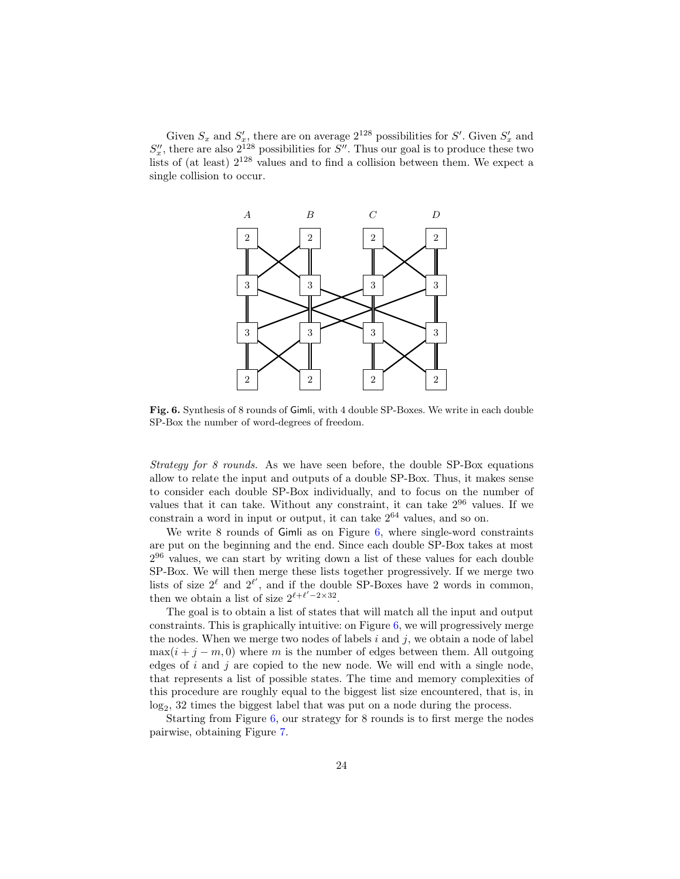Given $S_x$ and $S'_x$, there are on average $2^{128}$ possibilities for $S'$. Given $S'_x$ and $S''_x$, there are also $2^{128}$ possibilities for $S''$. Thus our goal is to produce these two lists of (at least) $2^{128}$ values and to find a collision between them. We expect a single collision to occur.

**Fig. 6.** Synthesis of 8 rounds of Gimli, with 4 double SP-Boxes. We write in each double SP-Box the number of word-degrees of freedom.

*Strategy for 8 rounds.* As we have seen before, the double SP-Box equations allow to relate the input and outputs of a double SP-Box. Thus, it makes sense to consider each double SP-Box individually, and to focus on the number of values that it can take. Without any constraint, it can take $2^{96}$ values. If we constrain a word in input or output, it can take $2^{64}$ values, and so on.

We write 8 rounds of Gimli as on Figure 6, where single-word constraints are put on the beginning and the end. Since each double SP-Box takes at most $2^{96}$ values, we can start by writing down a list of these values for each double SP-Box. We will then merge these lists together progressively. If we merge two lists of size $2^{\ell}$ and $2^{\ell'}$, and if the double SP-Boxes have 2 words in common, then we obtain a list of size $2^{\ell+\ell'-2\times 32}$.

The goal is to obtain a list of states that will match all the input and output constraints. This is graphically intuitive: on Figure 6, we will progressively merge the nodes. When we merge two nodes of labels $i$ and $j$, we obtain a node of label $\max(i+j-m, 0)$ where $m$ is the number of edges between them. All outgoing edges of $i$ and $j$ are copied to the new node. We will end with a single node, that represents a list of possible states. The time and memory complexities of this procedure are roughly equal to the biggest list size encountered, that is, in $\log_2$, 32 times the biggest label that was put on a node during the process.

Starting from Figure 6, our strategy for 8 rounds is to first merge the nodes pairwise, obtaining Figure 7.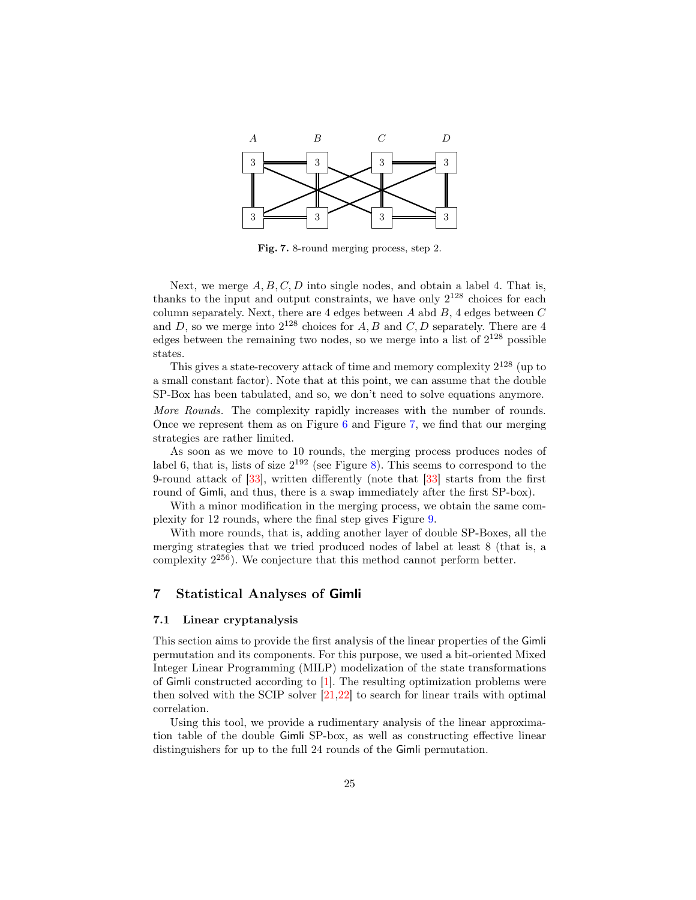**Fig. 7.** 8-round merging process, step 2.

Next, we merge $A, B, C, D$ into single nodes, and obtain a label 4. That is, thanks to the input and output constraints, we have only $2^{128}$ choices for each column separately. Next, there are 4 edges between $A$ abd $B$, 4 edges between $C$ and $D$, so we merge into $2^{128}$ choices for $A, B$ and $C, D$ separately. There are 4 edges between the remaining two nodes, so we merge into a list of $2^{128}$ possible states.

This gives a state-recovery attack of time and memory complexity $2^{128}$ (up to a small constant factor). Note that at this point, we can assume that the double SP-Box has been tabulated, and so, we don't need to solve equations anymore.

*More Rounds.* The complexity rapidly increases with the number of rounds. Once we represent them as on Figure 6 and Figure 7, we find that our merging strategies are rather limited.

As soon as we move to 10 rounds, the merging process produces nodes of label 6, that is, lists of size $2^{192}$ (see Figure 8). This seems to correspond to the 9-round attack of [33], written differently (note that [33] starts from the first round of Gimli, and thus, there is a swap immediately after the first SP-box).

With a minor modification in the merging process, we obtain the same complexity for 12 rounds, where the final step gives Figure 9.

With more rounds, that is, adding another layer of double SP-Boxes, all the merging strategies that we tried produced nodes of label at least 8 (that is, a complexity $2^{256}$). We conjecture that this method cannot perform better.

## 7 Statistical Analyses of Gimli

### 7.1 Linear cryptanalysis

This section aims to provide the first analysis of the linear properties of the Gimli permutation and its components. For this purpose, we used a bit-oriented Mixed Integer Linear Programming (MILP) modelization of the state transformations of Gimli constructed according to [1]. The resulting optimization problems were then solved with the SCIP solver [21,22] to search for linear trails with optimal correlation.

Using this tool, we provide a rudimentary analysis of the linear approximation table of the double Gimli SP-box, as well as constructing effective linear distinguishers for up to the full 24 rounds of the Gimli permutation.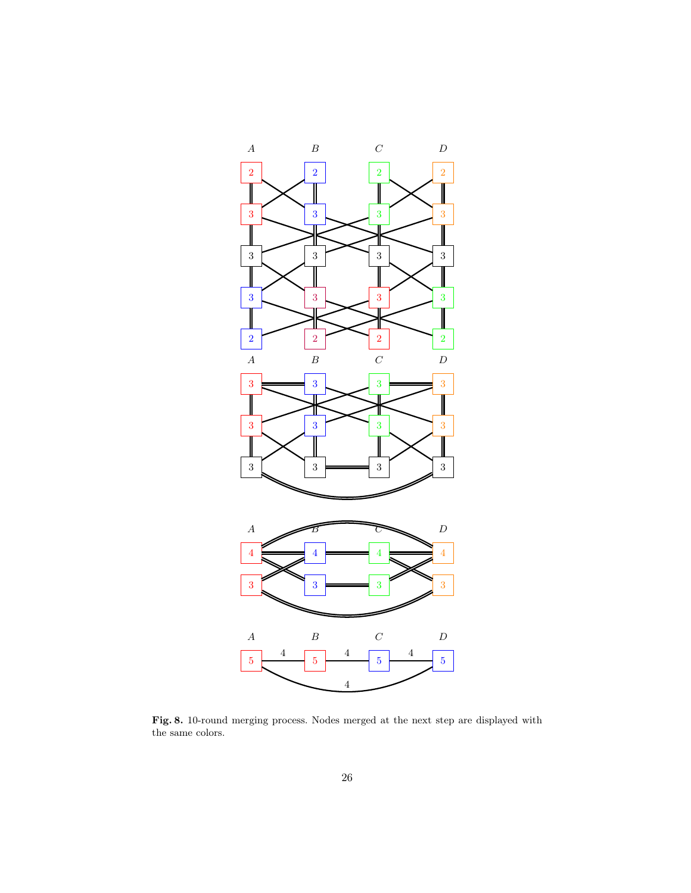**Fig. 8.** 10-round merging process. Nodes merged at the next step are displayed with the same colors.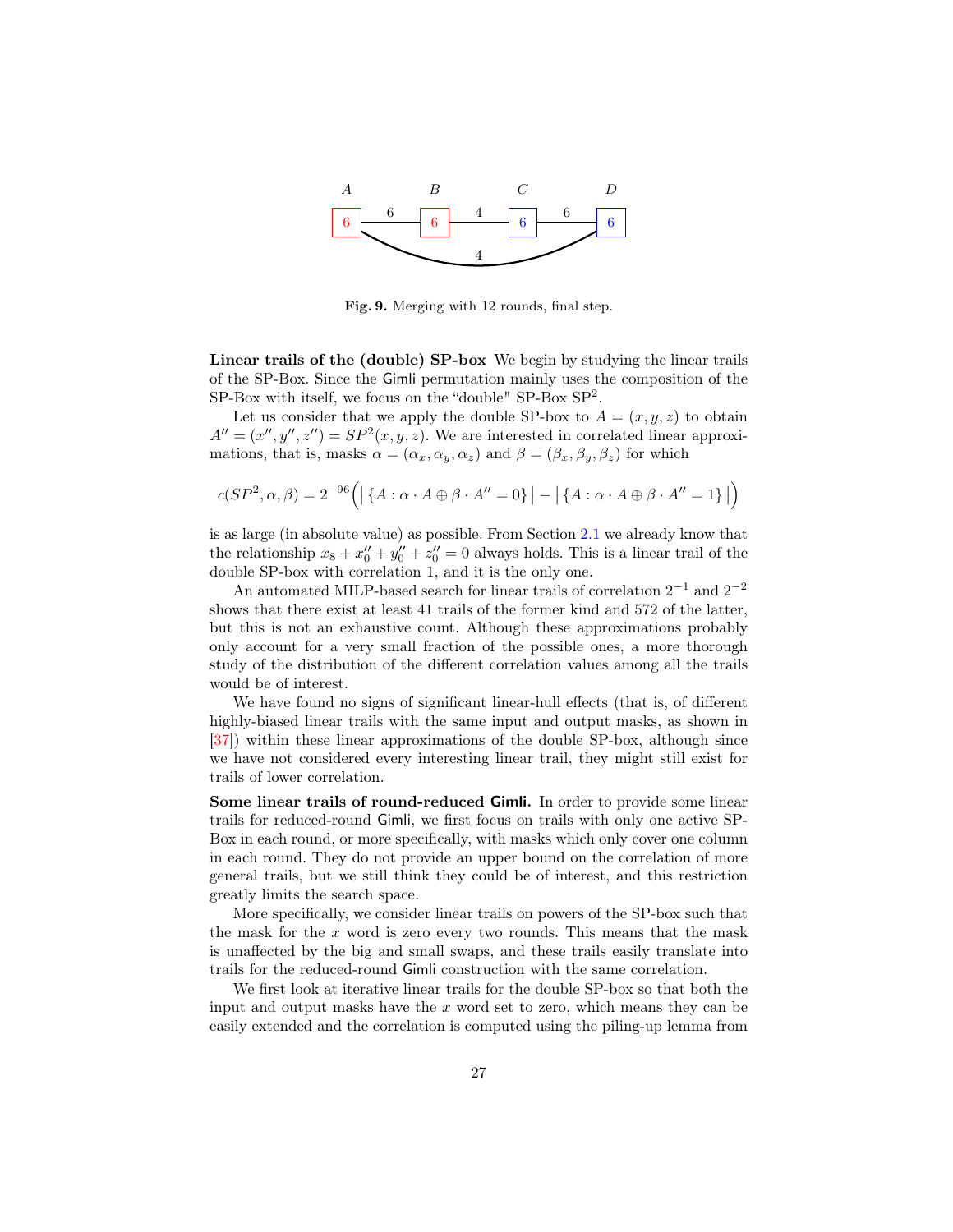**Fig. 9.** Merging with 12 rounds, final step.

**Linear trails of the (double) SP-box** We begin by studying the linear trails of the SP-Box. Since the Gimli permutation mainly uses the composition of the SP-Box with itself, we focus on the "double" SP-Box $SP^2$.

Let us consider that we apply the double SP-box to $A = (x, y, z)$ to obtain $A'' = (x'', y'', z'') = SP^2(x, y, z)$. We are interested in correlated linear approximations, that is, masks $\alpha = (\alpha_x, \alpha_y, \alpha_z)$ and $\beta = (\beta_x, \beta_y, \beta_z)$ for which

$$c(SP^2, \alpha, \beta) = 2^{-96}\Big(\big|\{A : \alpha \cdot A \oplus \beta \cdot A'' = 0\}\big| - \big|\{A : \alpha \cdot A \oplus \beta \cdot A'' = 1\}\big|\Big)$$

is as large (in absolute value) as possible. From Section 2.1 we already know that the relationship $x_8 + x_0'' + y_0'' + z_0'' = 0$ always holds. This is a linear trail of the double SP-box with correlation 1, and it is the only one.

An automated MILP-based search for linear trails of correlation $2^{-1}$ and $2^{-2}$ shows that there exist at least 41 trails of the former kind and 572 of the latter, but this is not an exhaustive count. Although these approximations probably only account for a very small fraction of the possible ones, a more thorough study of the distribution of the different correlation values among all the trails would be of interest.

We have found no signs of significant linear-hull effects (that is, of different highly-biased linear trails with the same input and output masks, as shown in [37]) within these linear approximations of the double SP-box, although since we have not considered every interesting linear trail, they might still exist for trails of lower correlation.

**Some linear trails of round-reduced Gimli.** In order to provide some linear trails for reduced-round Gimli, we first focus on trails with only one active SP-Box in each round, or more specifically, with masks which only cover one column in each round. They do not provide an upper bound on the correlation of more general trails, but we still think they could be of interest, and this restriction greatly limits the search space.

More specifically, we consider linear trails on powers of the SP-box such that the mask for the $x$ word is zero every two rounds. This means that the mask is unaffected by the big and small swaps, and these trails easily translate into trails for the reduced-round Gimli construction with the same correlation.

We first look at iterative linear trails for the double SP-box so that both the input and output masks have the $x$ word set to zero, which means they can be easily extended and the correlation is computed using the piling-up lemma from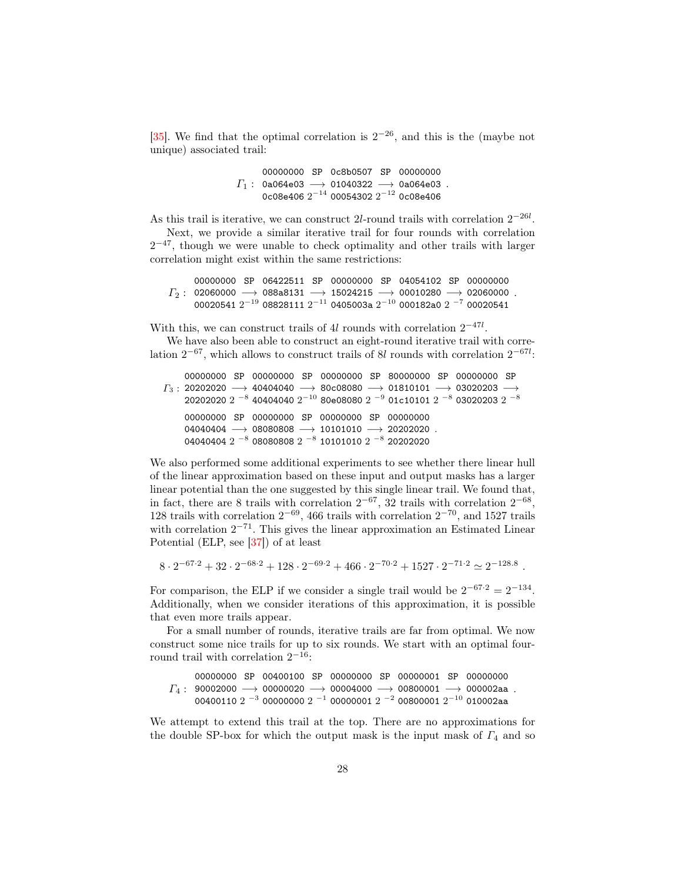[35]. We find that the optimal correlation is $2^{-26}$, and this is the (maybe not unique) associated trail:

$$\Gamma_1: \begin{array}{ccccc} \texttt{00000000} & \texttt{SP} & \texttt{0c8b0507} & \texttt{SP} & \texttt{00000000} \\ \texttt{0a064e03} & \longrightarrow & \texttt{01040322} & \longrightarrow & \texttt{0a064e03} \\ \texttt{0c08e406} & 2^{-14} & \texttt{00054302} & 2^{-12} & \texttt{0c08e406} \end{array} .$$

As this trail is iterative, we can construct $2l$-round trails with correlation $2^{-26l}$.

Next, we provide a similar iterative trail for four rounds with correlation $2^{-47}$, though we were unable to check optimality and other trails with larger correlation might exist within the same restrictions:

$$\Gamma_2: \begin{array}{ccccccccc} \texttt{00000000} & \texttt{SP} & \texttt{06422511} & \texttt{SP} & \texttt{00000000} & \texttt{SP} & \texttt{04054102} & \texttt{SP} & \texttt{00000000} \\ \texttt{02060000} & \longrightarrow & \texttt{088a8131} & \longrightarrow & \texttt{15024215} & \longrightarrow & \texttt{00010280} & \longrightarrow & \texttt{02060000} \\ \texttt{00020541} & 2^{-19} & \texttt{08828111} & 2^{-11} & \texttt{0405003a} & 2^{-10} & \texttt{000182a0} & 2^{-7} & \texttt{00020541} \end{array} .$$

With this, we can construct trails of $4l$ rounds with correlation $2^{-47l}$.

We have also been able to construct an eight-round iterative trail with correlation $2^{-67}$, which allows to construct trails of $8l$ rounds with correlation $2^{-67l}$:

$$\Gamma_3: \begin{array}{ccccccccccc} \texttt{00000000} & \texttt{SP} & \texttt{00000000} & \texttt{SP} & \texttt{00000000} & \texttt{SP} & \texttt{80000000} & \texttt{SP} & \texttt{00000000} & \texttt{SP} \\ \texttt{20202020} & \longrightarrow & \texttt{40404040} & \longrightarrow & \texttt{80c08080} & \longrightarrow & \texttt{01810101} & \longrightarrow & \texttt{03020203} & \longrightarrow \\ \texttt{20202020} & 2^{-8} & \texttt{40404040} & 2^{-10} & \texttt{80e08080} & 2^{-9} & \texttt{01c10101} & 2^{-8} & \texttt{03020203} & 2^{-8} \end{array}$$

$$\begin{array}{ccccccc} \texttt{00000000} & \texttt{SP} & \texttt{00000000} & \texttt{SP} & \texttt{00000000} & \texttt{SP} & \texttt{00000000} \\ \texttt{04040404} & \longrightarrow & \texttt{08080808} & \longrightarrow & \texttt{10101010} & \longrightarrow & \texttt{20202020} \\ \texttt{04040404} & 2^{-8} & \texttt{08080808} & 2^{-8} & \texttt{10101010} & 2^{-8} & \texttt{20202020} \end{array} .$$

We also performed some additional experiments to see whether there linear hull of the linear approximation based on these input and output masks has a larger linear potential than the one suggested by this single linear trail. We found that, in fact, there are 8 trails with correlation $2^{-67}$, 32 trails with correlation $2^{-68}$, 128 trails with correlation $2^{-69}$, 466 trails with correlation $2^{-70}$, and 1527 trails with correlation $2^{-71}$. This gives the linear approximation an Estimated Linear Potential (ELP, see [37]) of at least

$$8 \cdot 2^{-67 \cdot 2} + 32 \cdot 2^{-68 \cdot 2} + 128 \cdot 2^{-69 \cdot 2} + 466 \cdot 2^{-70 \cdot 2} + 1527 \cdot 2^{-71 \cdot 2} \simeq 2^{-128.8} .$$

For comparison, the ELP if we consider a single trail would be $2^{-67 \cdot 2} = 2^{-134}$. Additionally, when we consider iterations of this approximation, it is possible that even more trails appear.

For a small number of rounds, iterative trails are far from optimal. We now construct some nice trails for up to six rounds. We start with an optimal four-round trail with correlation $2^{-16}$:

$$\Gamma_4: \begin{array}{ccccccccc} \texttt{00000000} & \texttt{SP} & \texttt{00400100} & \texttt{SP} & \texttt{00000000} & \texttt{SP} & \texttt{00000001} & \texttt{SP} & \texttt{00000000} \\ \texttt{90002000} & \longrightarrow & \texttt{00000020} & \longrightarrow & \texttt{00004000} & \longrightarrow & \texttt{00800001} & \longrightarrow & \texttt{000002aa} \\ \texttt{00400110} & 2^{-3} & \texttt{00000000} & 2^{-1} & \texttt{00000001} & 2^{-2} & \texttt{00800001} & 2^{-10} & \texttt{010002aa} \end{array} .$$

We attempt to extend this trail at the top. There are no approximations for the double SP-box for which the output mask is the input mask of $\Gamma_4$ and so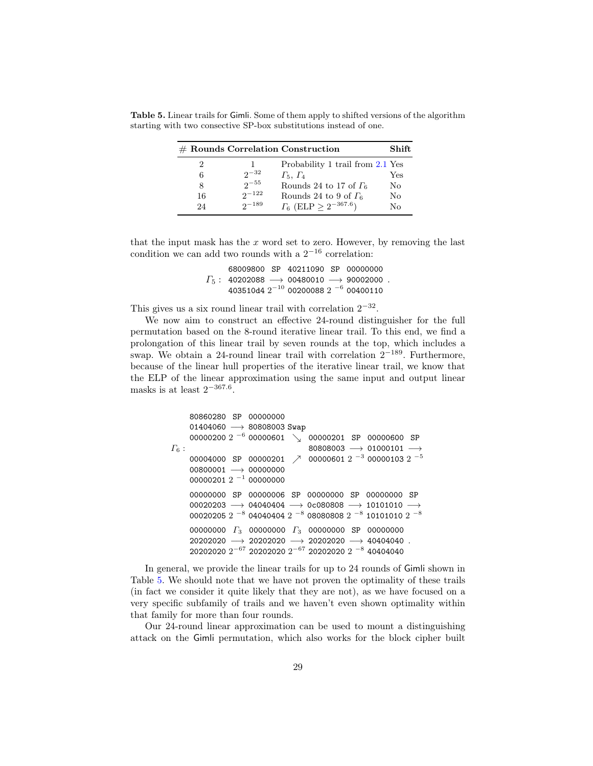**Table 5.** Linear trails for Gimli. Some of them apply to shifted versions of the algorithm starting with two consective SP-box substitutions instead of one.

| # Rounds | Correlation | Construction | Shift |
|---|---|---|---|
| 2 | 1 | Probability 1 trail from 2.1 | Yes |
| 6 | $2^{-32}$ | $\Gamma_5$, $\Gamma_4$ | Yes |
| 8 | $2^{-55}$ | Rounds 24 to 17 of $\Gamma_6$ | No |
| 16 | $2^{-122}$ | Rounds 24 to 9 of $\Gamma_6$ | No |
| 24 | $2^{-189}$ | $\Gamma_6$ (ELP $\geq 2^{-367.6}$) | No |

that the input mask has the $x$ word set to zero. However, by removing the last condition we can add two rounds with a $2^{-16}$ correlation:

```
       68009800  SP  40211090  SP  00000000
Γ5 :   40202088  -->  00480010  -->  90002000 .
       403510d4 2^-10 00200088 2^-6 00400110
```

This gives us a six round linear trail with correlation $2^{-32}$.

We now aim to construct an effective 24-round distinguisher for the full permutation based on the 8-round iterative linear trail. To this end, we find a prolongation of this linear trail by seven rounds at the top, which includes a swap. We obtain a 24-round linear trail with correlation $2^{-189}$. Furthermore, because of the linear hull properties of the iterative linear trail, we know that the ELP of the linear approximation using the same input and output linear masks is at least $2^{-367.6}$.

```
      80860280  SP  00000000
      01404060  -->  80808003 Swap
      00000200 2^-6 00000601  ↘  00000201  SP  00000600  SP
Γ6 :                              80808003  -->  01000101  -->
      00004000  SP  00000201  ↗  00000601 2^-3 00000103 2^-5
      00800001  -->  00000000
      00000201 2^-1 00000000

      00000000  SP  00000006  SP  00000000  SP  00000000  SP
      00020203  -->  04040404  -->  0c080808  -->  10101010  -->
      00020205 2^-8 04040404 2^-8 08080808 2^-8 10101010 2^-8

      00000000  Γ3  00000000  Γ3  00000000  SP  00000000
      20202020  -->  20202020  -->  20202020  -->  40404040 .
      20202020 2^-67 20202020 2^-67 20202020 2^-8 40404040
```

In general, we provide the linear trails for up to 24 rounds of Gimli shown in Table 5. We should note that we have not proven the optimality of these trails (in fact we consider it quite likely that they are not), as we have focused on a very specific subfamily of trails and we haven't even shown optimality within that family for more than four rounds.

Our 24-round linear approximation can be used to mount a distinguishing attack on the Gimli permutation, which also works for the block cipher built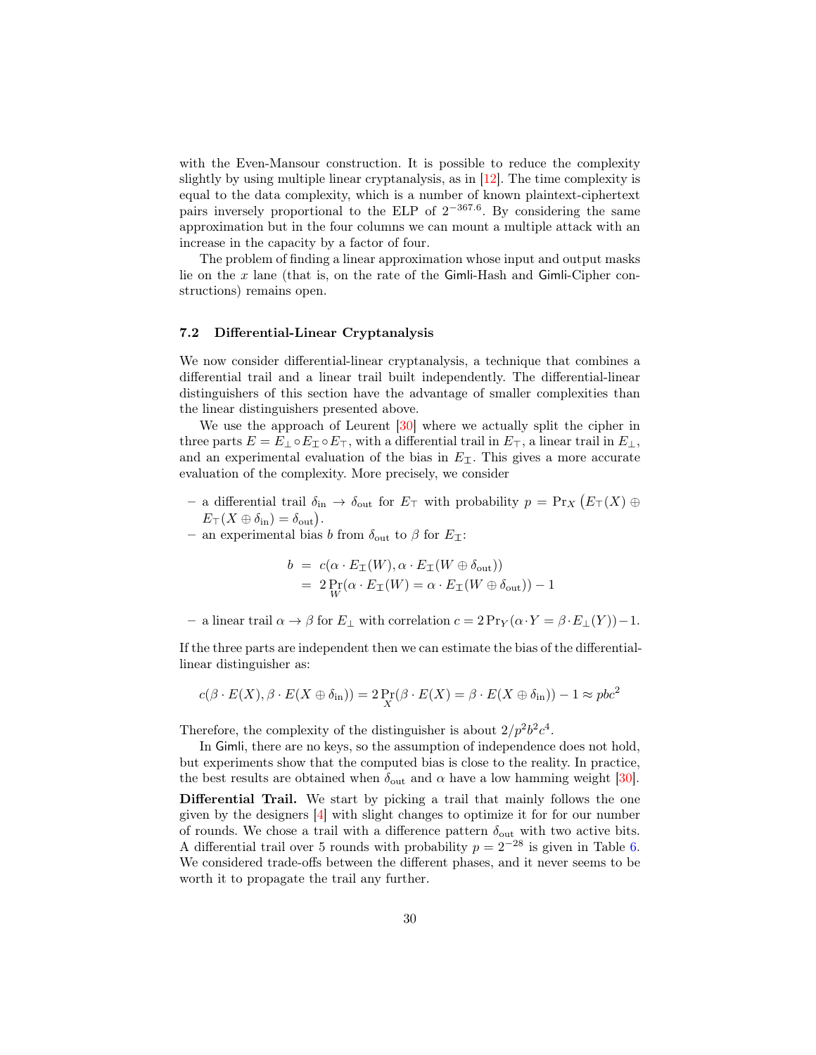with the Even-Mansour construction. It is possible to reduce the complexity slightly by using multiple linear cryptanalysis, as in [12]. The time complexity is equal to the data complexity, which is a number of known plaintext-ciphertext pairs inversely proportional to the ELP of $2^{-367.6}$. By considering the same approximation but in the four columns we can mount a multiple attack with an increase in the capacity by a factor of four.

The problem of finding a linear approximation whose input and output masks lie on the $x$ lane (that is, on the rate of the Gimli-Hash and Gimli-Cipher constructions) remains open.

### 7.2 Differential-Linear Cryptanalysis

We now consider differential-linear cryptanalysis, a technique that combines a differential trail and a linear trail built independently. The differential-linear distinguishers of this section have the advantage of smaller complexities than the linear distinguishers presented above.

We use the approach of Leurent [30] where we actually split the cipher in three parts $E = E_\perp \circ E_{\mathrel{\text{I}}} \circ E_\top$, with a differential trail in $E_\top$, a linear trail in $E_\perp$, and an experimental evaluation of the bias in $E_{\mathrel{\text{I}}}$. This gives a more accurate evaluation of the complexity. More precisely, we consider

- a differential trail $\delta_{\text{in}} \to \delta_{\text{out}}$ for $E_\top$ with probability $p = \Pr_X\left(E_\top(X) \oplus E_\top(X \oplus \delta_{\text{in}}) = \delta_{\text{out}}\right)$.
- an experimental bias $b$ from $\delta_{\text{out}}$ to $\beta$ for $E_{\mathrel{\text{I}}}$:

$$
\begin{aligned}
b &= c(\alpha \cdot E_{\mathrel{\text{I}}}(W), \alpha \cdot E_{\mathrel{\text{I}}}(W \oplus \delta_{\text{out}})) \\
&= 2 \Pr_W(\alpha \cdot E_{\mathrel{\text{I}}}(W) = \alpha \cdot E_{\mathrel{\text{I}}}(W \oplus \delta_{\text{out}})) - 1
\end{aligned}
$$

- a linear trail $\alpha \to \beta$ for $E_\perp$ with correlation $c = 2 \Pr_Y(\alpha \cdot Y = \beta \cdot E_\perp(Y)) - 1$.

If the three parts are independent then we can estimate the bias of the differential-linear distinguisher as:

$$
c(\beta \cdot E(X), \beta \cdot E(X \oplus \delta_{\text{in}})) = 2 \Pr_X(\beta \cdot E(X) = \beta \cdot E(X \oplus \delta_{\text{in}})) - 1 \approx pbc^2
$$

Therefore, the complexity of the distinguisher is about $2/p^2b^2c^4$.

In Gimli, there are no keys, so the assumption of independence does not hold, but experiments show that the computed bias is close to the reality. In practice, the best results are obtained when $\delta_{\text{out}}$ and $\alpha$ have a low hamming weight [30].

**Differential Trail.** We start by picking a trail that mainly follows the one given by the designers [4] with slight changes to optimize it for for our number of rounds. We chose a trail with a difference pattern $\delta_{\text{out}}$ with two active bits. A differential trail over 5 rounds with probability $p = 2^{-28}$ is given in Table 6. We considered trade-offs between the different phases, and it never seems to be worth it to propagate the trail any further.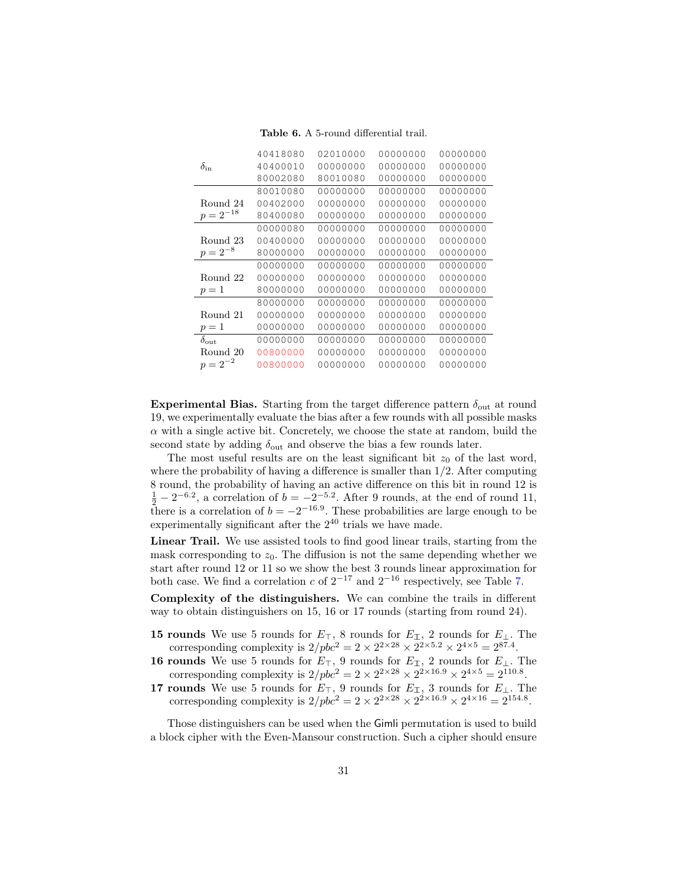**Table 6.** A 5-round differential trail.

| | | | | |
|---|---|---|---|---|
| | 40418080 | 02010000 | 00000000 | 00000000 |
| $\delta_{\text{in}}$ | 40400010 | 00000000 | 00000000 | 00000000 |
| | 80002080 | 80010080 | 00000000 | 00000000 |
| | 80010080 | 00000000 | 00000000 | 00000000 |
| Round 24 | 00402000 | 00000000 | 00000000 | 00000000 |
| $p = 2^{-18}$ | 80400080 | 00000000 | 00000000 | 00000000 |
| | 00000080 | 00000000 | 00000000 | 00000000 |
| Round 23 | 00400000 | 00000000 | 00000000 | 00000000 |
| $p = 2^{-8}$ | 80000000 | 00000000 | 00000000 | 00000000 |
| | 00000000 | 00000000 | 00000000 | 00000000 |
| Round 22 | 00000000 | 00000000 | 00000000 | 00000000 |
| $p = 1$ | 80000000 | 00000000 | 00000000 | 00000000 |
| | 80000000 | 00000000 | 00000000 | 00000000 |
| Round 21 | 00000000 | 00000000 | 00000000 | 00000000 |
| $p = 1$ | 00000000 | 00000000 | 00000000 | 00000000 |
| $\delta_{\text{out}}$ | 00000000 | 00000000 | 00000000 | 00000000 |
| Round 20 | 00800000 | 00000000 | 00000000 | 00000000 |
| $p = 2^{-2}$ | 00800000 | 00000000 | 00000000 | 00000000 |

**Experimental Bias.** Starting from the target difference pattern $\delta_{\text{out}}$ at round 19, we experimentally evaluate the bias after a few rounds with all possible masks $\alpha$ with a single active bit. Concretely, we choose the state at random, build the second state by adding $\delta_{\text{out}}$ and observe the bias a few rounds later.

The most useful results are on the least significant bit $z_0$ of the last word, where the probability of having a difference is smaller than 1/2. After computing 8 round, the probability of having an active difference on this bit in round 12 is $\frac{1}{2} - 2^{-6.2}$, a correlation of $b = -2^{-5.2}$. After 9 rounds, at the end of round 11, there is a correlation of $b = -2^{-16.9}$. These probabilities are large enough to be experimentally significant after the $2^{40}$ trials we have made.

**Linear Trail.** We use assisted tools to find good linear trails, starting from the mask corresponding to $z_0$. The diffusion is not the same depending whether we start after round 12 or 11 so we show the best 3 rounds linear approximation for both case. We find a correlation $c$ of $2^{-17}$ and $2^{-16}$ respectively, see Table 7.

**Complexity of the distinguishers.** We can combine the trails in different way to obtain distinguishers on 15, 16 or 17 rounds (starting from round 24).

- **15 rounds** We use 5 rounds for $E_\top$, 8 rounds for $E_\text{I}$, 2 rounds for $E_\bot$. The corresponding complexity is $2/pbc^2 = 2 \times 2^{2\times 28} \times 2^{2\times 5.2} \times 2^{4\times 5} = 2^{87.4}$.
- **16 rounds** We use 5 rounds for $E_\top$, 9 rounds for $E_\text{I}$, 2 rounds for $E_\bot$. The corresponding complexity is $2/pbc^2 = 2 \times 2^{2\times 28} \times 2^{2\times 16.9} \times 2^{4\times 5} = 2^{110.8}$.
- **17 rounds** We use 5 rounds for $E_\top$, 9 rounds for $E_\text{I}$, 3 rounds for $E_\bot$. The corresponding complexity is $2/pbc^2 = 2 \times 2^{2\times 28} \times 2^{2\times 16.9} \times 2^{4\times 16} = 2^{154.8}$.

Those distinguishers can be used when the Gimli permutation is used to build a block cipher with the Even-Mansour construction. Such a cipher should ensure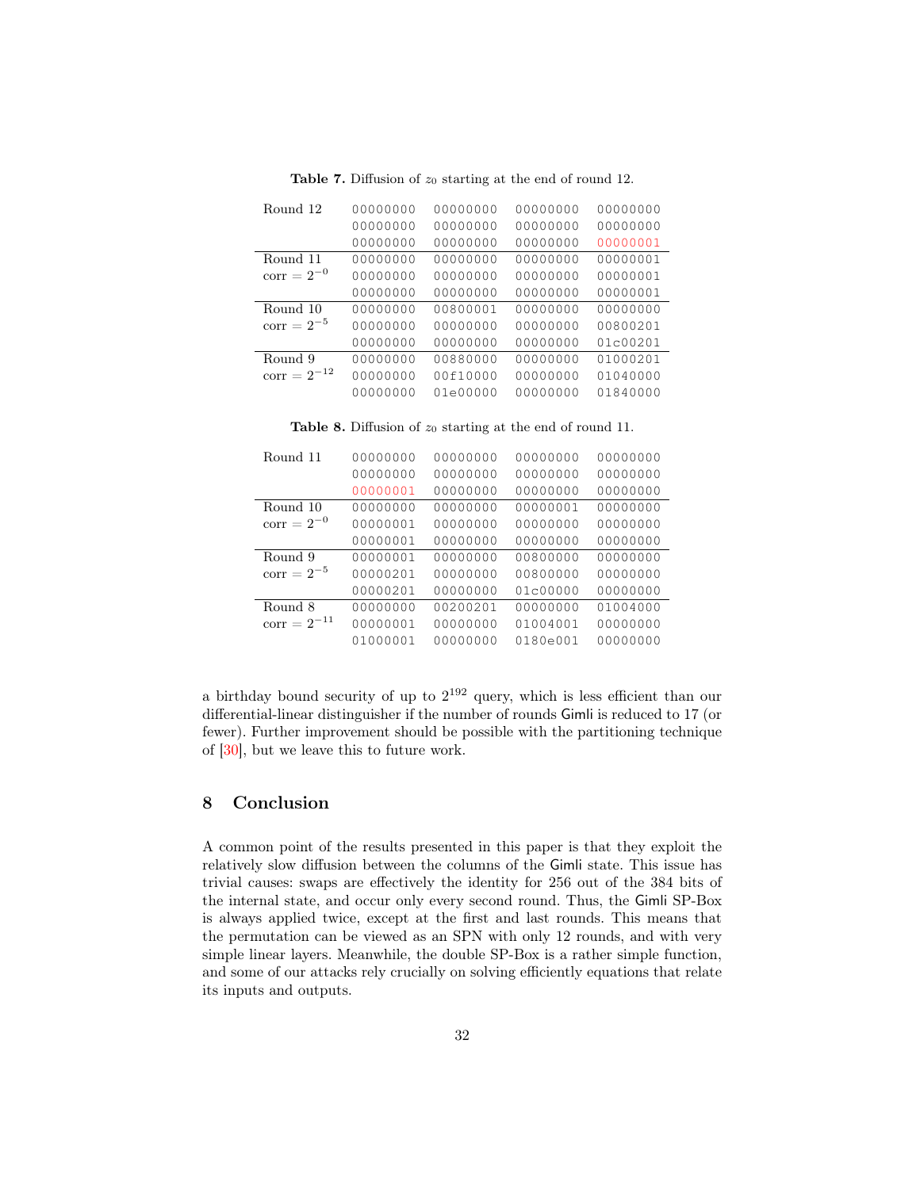**Table 7.** Diffusion of $z_0$ starting at the end of round 12.

| | | | | |
|---|---|---|---|---|
| Round 12 | 00000000 | 00000000 | 00000000 | 00000000 |
| | 00000000 | 00000000 | 00000000 | 00000000 |
| | 00000000 | 00000000 | 00000000 | 00000001 |
| Round 11 | 00000000 | 00000000 | 00000000 | 00000001 |
| corr = $2^{-0}$ | 00000000 | 00000000 | 00000000 | 00000001 |
| | 00000000 | 00000000 | 00000000 | 00000001 |
| Round 10 | 00000000 | 00800001 | 00000000 | 00000000 |
| corr = $2^{-5}$ | 00000000 | 00000000 | 00000000 | 00800201 |
| | 00000000 | 00000000 | 00000000 | 01c00201 |
| Round 9 | 00000000 | 00880000 | 00000000 | 01000201 |
| corr = $2^{-12}$ | 00000000 | 00f10000 | 00000000 | 01040000 |
| | 00000000 | 01e00000 | 00000000 | 01840000 |

**Table 8.** Diffusion of $z_0$ starting at the end of round 11.

| | | | | |
|---|---|---|---|---|
| Round 11 | 00000000 | 00000000 | 00000000 | 00000000 |
| | 00000000 | 00000000 | 00000000 | 00000000 |
| | 00000001 | 00000000 | 00000000 | 00000000 |
| Round 10 | 00000000 | 00000000 | 00000001 | 00000000 |
| corr = $2^{-0}$ | 00000001 | 00000000 | 00000000 | 00000000 |
| | 00000001 | 00000000 | 00000000 | 00000000 |
| Round 9 | 00000001 | 00000000 | 00800000 | 00000000 |
| corr = $2^{-5}$ | 00000201 | 00000000 | 00800000 | 00000000 |
| | 00000201 | 00000000 | 01c00000 | 00000000 |
| Round 8 | 00000000 | 00200201 | 00000000 | 01004000 |
| corr = $2^{-11}$ | 00000001 | 00000000 | 01004001 | 00000000 |
| | 01000001 | 00000000 | 0180e001 | 00000000 |

a birthday bound security of up to $2^{192}$ query, which is less efficient than our differential-linear distinguisher if the number of rounds Gimli is reduced to 17 (or fewer). Further improvement should be possible with the partitioning technique of [30], but we leave this to future work.

## 8 Conclusion

A common point of the results presented in this paper is that they exploit the relatively slow diffusion between the columns of the Gimli state. This issue has trivial causes: swaps are effectively the identity for 256 out of the 384 bits of the internal state, and occur only every second round. Thus, the Gimli SP-Box is always applied twice, except at the first and last rounds. This means that the permutation can be viewed as an SPN with only 12 rounds, and with very simple linear layers. Meanwhile, the double SP-Box is a rather simple function, and some of our attacks rely crucially on solving efficiently equations that relate its inputs and outputs.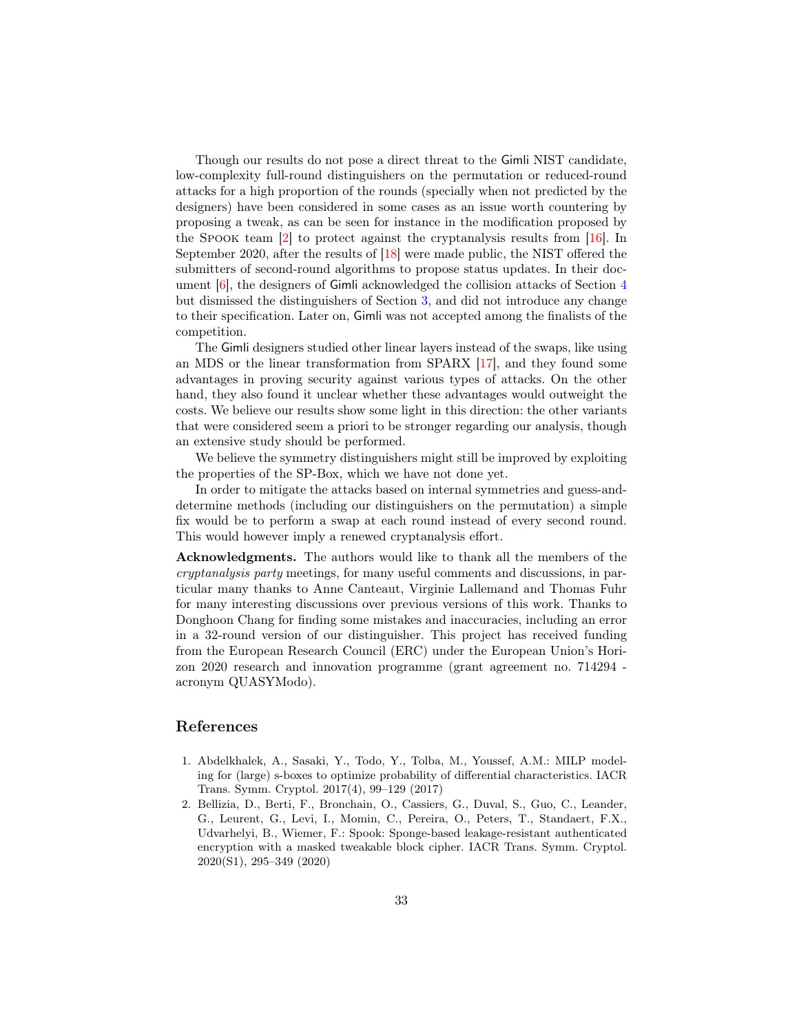Though our results do not pose a direct threat to the Gimli NIST candidate, low-complexity full-round distinguishers on the permutation or reduced-round attacks for a high proportion of the rounds (specially when not predicted by the designers) have been considered in some cases as an issue worth countering by proposing a tweak, as can be seen for instance in the modification proposed by the Spook team [2] to protect against the cryptanalysis results from [16]. In September 2020, after the results of [18] were made public, the NIST offered the submitters of second-round algorithms to propose status updates. In their document [6], the designers of Gimli acknowledged the collision attacks of Section 4 but dismissed the distinguishers of Section 3, and did not introduce any change to their specification. Later on, Gimli was not accepted among the finalists of the competition.

The Gimli designers studied other linear layers instead of the swaps, like using an MDS or the linear transformation from SPARX [17], and they found some advantages in proving security against various types of attacks. On the other hand, they also found it unclear whether these advantages would outweight the costs. We believe our results show some light in this direction: the other variants that were considered seem a priori to be stronger regarding our analysis, though an extensive study should be performed.

We believe the symmetry distinguishers might still be improved by exploiting the properties of the SP-Box, which we have not done yet.

In order to mitigate the attacks based on internal symmetries and guess-and-determine methods (including our distinguishers on the permutation) a simple fix would be to perform a swap at each round instead of every second round. This would however imply a renewed cryptanalysis effort.

**Acknowledgments.** The authors would like to thank all the members of the *cryptanalysis party* meetings, for many useful comments and discussions, in particular many thanks to Anne Canteaut, Virginie Lallemand and Thomas Fuhr for many interesting discussions over previous versions of this work. Thanks to Donghoon Chang for finding some mistakes and inaccuracies, including an error in a 32-round version of our distinguisher. This project has received funding from the European Research Council (ERC) under the European Union's Horizon 2020 research and innovation programme (grant agreement no. 714294 - acronym QUASYModo).

## References

1. Abdelkhalek, A., Sasaki, Y., Todo, Y., Tolba, M., Youssef, A.M.: MILP modeling for (large) s-boxes to optimize probability of differential characteristics. IACR Trans. Symm. Cryptol. 2017(4), 99–129 (2017)
2. Bellizia, D., Berti, F., Bronchain, O., Cassiers, G., Duval, S., Guo, C., Leander, G., Leurent, G., Levi, I., Momin, C., Pereira, O., Peters, T., Standaert, F.X., Udvarhelyi, B., Wiemer, F.: Spook: Sponge-based leakage-resistant authenticated encryption with a masked tweakable block cipher. IACR Trans. Symm. Cryptol. 2020(S1), 295–349 (2020)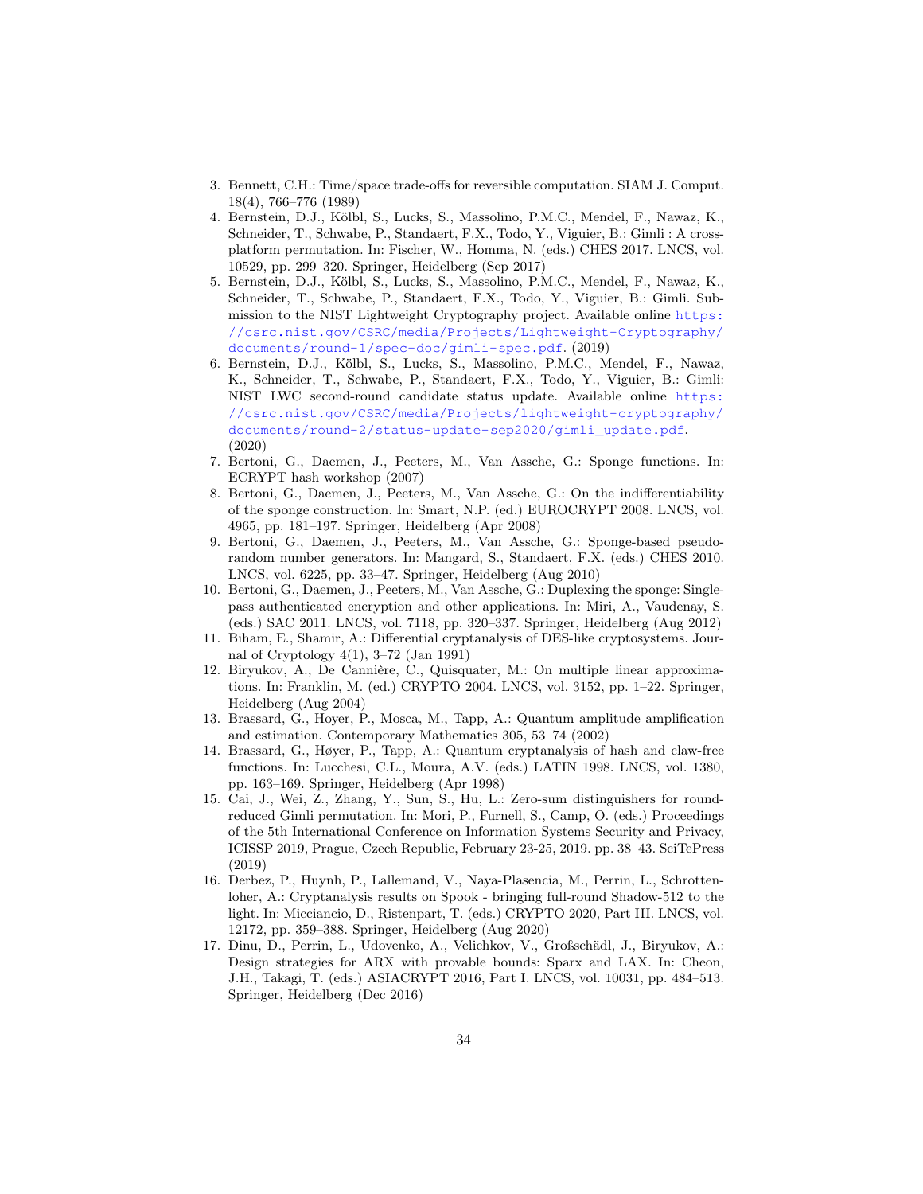3. Bennett, C.H.: Time/space trade-offs for reversible computation. SIAM J. Comput. 18(4), 766–776 (1989)
4. Bernstein, D.J., Kölbl, S., Lucks, S., Massolino, P.M.C., Mendel, F., Nawaz, K., Schneider, T., Schwabe, P., Standaert, F.X., Todo, Y., Viguier, B.: Gimli : A cross-platform permutation. In: Fischer, W., Homma, N. (eds.) CHES 2017. LNCS, vol. 10529, pp. 299–320. Springer, Heidelberg (Sep 2017)
5. Bernstein, D.J., Kölbl, S., Lucks, S., Massolino, P.M.C., Mendel, F., Nawaz, K., Schneider, T., Schwabe, P., Standaert, F.X., Todo, Y., Viguier, B.: Gimli. Submission to the NIST Lightweight Cryptography project. Available online https://csrc.nist.gov/CSRC/media/Projects/Lightweight-Cryptography/documents/round-1/spec-doc/gimli-spec.pdf. (2019)
6. Bernstein, D.J., Kölbl, S., Lucks, S., Massolino, P.M.C., Mendel, F., Nawaz, K., Schneider, T., Schwabe, P., Standaert, F.X., Todo, Y., Viguier, B.: Gimli: NIST LWC second-round candidate status update. Available online https://csrc.nist.gov/CSRC/media/Projects/lightweight-cryptography/documents/round-2/status-update-sep2020/gimli_update.pdf. (2020)
7. Bertoni, G., Daemen, J., Peeters, M., Van Assche, G.: Sponge functions. In: ECRYPT hash workshop (2007)
8. Bertoni, G., Daemen, J., Peeters, M., Van Assche, G.: On the indifferentiability of the sponge construction. In: Smart, N.P. (ed.) EUROCRYPT 2008. LNCS, vol. 4965, pp. 181–197. Springer, Heidelberg (Apr 2008)
9. Bertoni, G., Daemen, J., Peeters, M., Van Assche, G.: Sponge-based pseudo-random number generators. In: Mangard, S., Standaert, F.X. (eds.) CHES 2010. LNCS, vol. 6225, pp. 33–47. Springer, Heidelberg (Aug 2010)
10. Bertoni, G., Daemen, J., Peeters, M., Van Assche, G.: Duplexing the sponge: Single-pass authenticated encryption and other applications. In: Miri, A., Vaudenay, S. (eds.) SAC 2011. LNCS, vol. 7118, pp. 320–337. Springer, Heidelberg (Aug 2012)
11. Biham, E., Shamir, A.: Differential cryptanalysis of DES-like cryptosystems. Journal of Cryptology 4(1), 3–72 (Jan 1991)
12. Biryukov, A., De Cannière, C., Quisquater, M.: On multiple linear approximations. In: Franklin, M. (ed.) CRYPTO 2004. LNCS, vol. 3152, pp. 1–22. Springer, Heidelberg (Aug 2004)
13. Brassard, G., Hoyer, P., Mosca, M., Tapp, A.: Quantum amplitude amplification and estimation. Contemporary Mathematics 305, 53–74 (2002)
14. Brassard, G., Høyer, P., Tapp, A.: Quantum cryptanalysis of hash and claw-free functions. In: Lucchesi, C.L., Moura, A.V. (eds.) LATIN 1998. LNCS, vol. 1380, pp. 163–169. Springer, Heidelberg (Apr 1998)
15. Cai, J., Wei, Z., Zhang, Y., Sun, S., Hu, L.: Zero-sum distinguishers for round-reduced Gimli permutation. In: Mori, P., Furnell, S., Camp, O. (eds.) Proceedings of the 5th International Conference on Information Systems Security and Privacy, ICISSP 2019, Prague, Czech Republic, February 23-25, 2019. pp. 38–43. SciTePress (2019)
16. Derbez, P., Huynh, P., Lallemand, V., Naya-Plasencia, M., Perrin, L., Schrottenloher, A.: Cryptanalysis results on Spook - bringing full-round Shadow-512 to the light. In: Micciancio, D., Ristenpart, T. (eds.) CRYPTO 2020, Part III. LNCS, vol. 12172, pp. 359–388. Springer, Heidelberg (Aug 2020)
17. Dinu, D., Perrin, L., Udovenko, A., Velichkov, V., Großschädl, J., Biryukov, A.: Design strategies for ARX with provable bounds: Sparx and LAX. In: Cheon, J.H., Takagi, T. (eds.) ASIACRYPT 2016, Part I. LNCS, vol. 10031, pp. 484–513. Springer, Heidelberg (Dec 2016)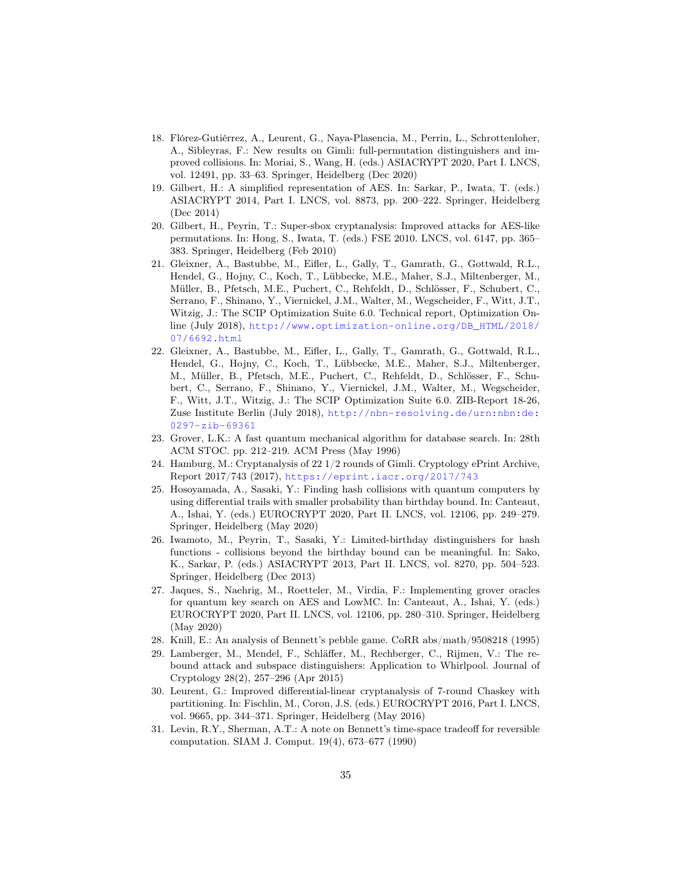18. Flórez-Gutiérrez, A., Leurent, G., Naya-Plasencia, M., Perrin, L., Schrottenloher, A., Sibleyras, F.: New results on Gimli: full-permutation distinguishers and improved collisions. In: Moriai, S., Wang, H. (eds.) ASIACRYPT 2020, Part I. LNCS, vol. 12491, pp. 33–63. Springer, Heidelberg (Dec 2020)
19. Gilbert, H.: A simplified representation of AES. In: Sarkar, P., Iwata, T. (eds.) ASIACRYPT 2014, Part I. LNCS, vol. 8873, pp. 200–222. Springer, Heidelberg (Dec 2014)
20. Gilbert, H., Peyrin, T.: Super-sbox cryptanalysis: Improved attacks for AES-like permutations. In: Hong, S., Iwata, T. (eds.) FSE 2010. LNCS, vol. 6147, pp. 365–383. Springer, Heidelberg (Feb 2010)
21. Gleixner, A., Bastubbe, M., Eifler, L., Gally, T., Gamrath, G., Gottwald, R.L., Hendel, G., Hojny, C., Koch, T., Lübbecke, M.E., Maher, S.J., Miltenberger, M., Müller, B., Pfetsch, M.E., Puchert, C., Rehfeldt, D., Schlösser, F., Schubert, C., Serrano, F., Shinano, Y., Viernickel, J.M., Walter, M., Wegscheider, F., Witt, J.T., Witzig, J.: The SCIP Optimization Suite 6.0. Technical report, Optimization Online (July 2018), http://www.optimization-online.org/DB_HTML/2018/07/6692.html
22. Gleixner, A., Bastubbe, M., Eifler, L., Gally, T., Gamrath, G., Gottwald, R.L., Hendel, G., Hojny, C., Koch, T., Lübbecke, M.E., Maher, S.J., Miltenberger, M., Müller, B., Pfetsch, M.E., Puchert, C., Rehfeldt, D., Schlösser, F., Schubert, C., Serrano, F., Shinano, Y., Viernickel, J.M., Walter, M., Wegscheider, F., Witt, J.T., Witzig, J.: The SCIP Optimization Suite 6.0. ZIB-Report 18-26, Zuse Institute Berlin (July 2018), http://nbn-resolving.de/urn:nbn:de:0297-zib-69361
23. Grover, L.K.: A fast quantum mechanical algorithm for database search. In: 28th ACM STOC. pp. 212–219. ACM Press (May 1996)
24. Hamburg, M.: Cryptanalysis of 22 1/2 rounds of Gimli. Cryptology ePrint Archive, Report 2017/743 (2017), https://eprint.iacr.org/2017/743
25. Hosoyamada, A., Sasaki, Y.: Finding hash collisions with quantum computers by using differential trails with smaller probability than birthday bound. In: Canteaut, A., Ishai, Y. (eds.) EUROCRYPT 2020, Part II. LNCS, vol. 12106, pp. 249–279. Springer, Heidelberg (May 2020)
26. Iwamoto, M., Peyrin, T., Sasaki, Y.: Limited-birthday distinguishers for hash functions - collisions beyond the birthday bound can be meaningful. In: Sako, K., Sarkar, P. (eds.) ASIACRYPT 2013, Part II. LNCS, vol. 8270, pp. 504–523. Springer, Heidelberg (Dec 2013)
27. Jaques, S., Naehrig, M., Roetteler, M., Virdia, F.: Implementing grover oracles for quantum key search on AES and LowMC. In: Canteaut, A., Ishai, Y. (eds.) EUROCRYPT 2020, Part II. LNCS, vol. 12106, pp. 280–310. Springer, Heidelberg (May 2020)
28. Knill, E.: An analysis of Bennett's pebble game. CoRR abs/math/9508218 (1995)
29. Lamberger, M., Mendel, F., Schläffer, M., Rechberger, C., Rijmen, V.: The rebound attack and subspace distinguishers: Application to Whirlpool. Journal of Cryptology 28(2), 257–296 (Apr 2015)
30. Leurent, G.: Improved differential-linear cryptanalysis of 7-round Chaskey with partitioning. In: Fischlin, M., Coron, J.S. (eds.) EUROCRYPT 2016, Part I. LNCS, vol. 9665, pp. 344–371. Springer, Heidelberg (May 2016)
31. Levin, R.Y., Sherman, A.T.: A note on Bennett's time-space tradeoff for reversible computation. SIAM J. Comput. 19(4), 673–677 (1990)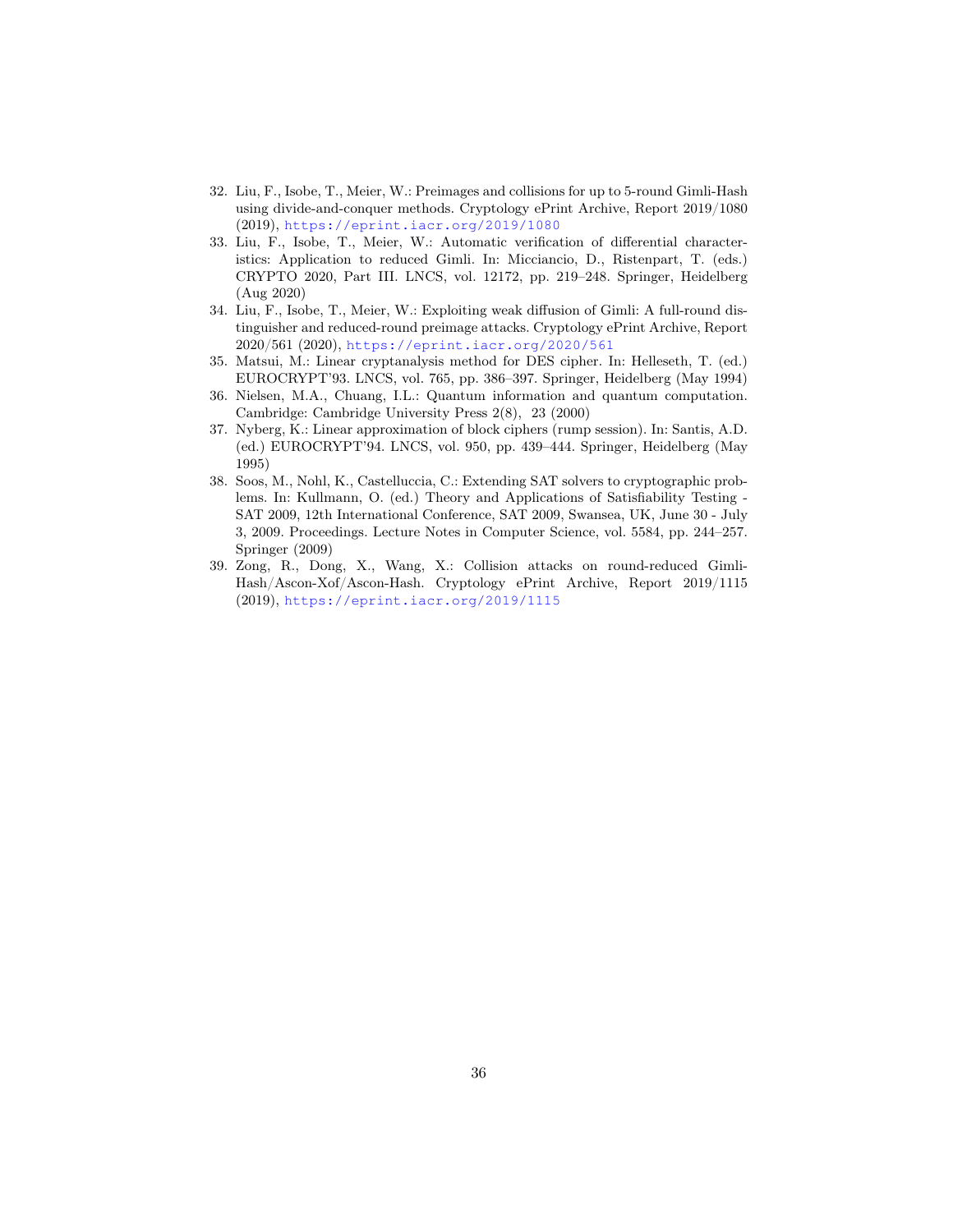32. Liu, F., Isobe, T., Meier, W.: Preimages and collisions for up to 5-round Gimli-Hash using divide-and-conquer methods. Cryptology ePrint Archive, Report 2019/1080 (2019), https://eprint.iacr.org/2019/1080
33. Liu, F., Isobe, T., Meier, W.: Automatic verification of differential characteristics: Application to reduced Gimli. In: Micciancio, D., Ristenpart, T. (eds.) CRYPTO 2020, Part III. LNCS, vol. 12172, pp. 219–248. Springer, Heidelberg (Aug 2020)
34. Liu, F., Isobe, T., Meier, W.: Exploiting weak diffusion of Gimli: A full-round distinguisher and reduced-round preimage attacks. Cryptology ePrint Archive, Report 2020/561 (2020), https://eprint.iacr.org/2020/561
35. Matsui, M.: Linear cryptanalysis method for DES cipher. In: Helleseth, T. (ed.) EUROCRYPT'93. LNCS, vol. 765, pp. 386–397. Springer, Heidelberg (May 1994)
36. Nielsen, M.A., Chuang, I.L.: Quantum information and quantum computation. Cambridge: Cambridge University Press 2(8), 23 (2000)
37. Nyberg, K.: Linear approximation of block ciphers (rump session). In: Santis, A.D. (ed.) EUROCRYPT'94. LNCS, vol. 950, pp. 439–444. Springer, Heidelberg (May 1995)
38. Soos, M., Nohl, K., Castelluccia, C.: Extending SAT solvers to cryptographic problems. In: Kullmann, O. (ed.) Theory and Applications of Satisfiability Testing - SAT 2009, 12th International Conference, SAT 2009, Swansea, UK, June 30 - July 3, 2009. Proceedings. Lecture Notes in Computer Science, vol. 5584, pp. 244–257. Springer (2009)
39. Zong, R., Dong, X., Wang, X.: Collision attacks on round-reduced Gimli-Hash/Ascon-Xof/Ascon-Hash. Cryptology ePrint Archive, Report 2019/1115 (2019), https://eprint.iacr.org/2019/1115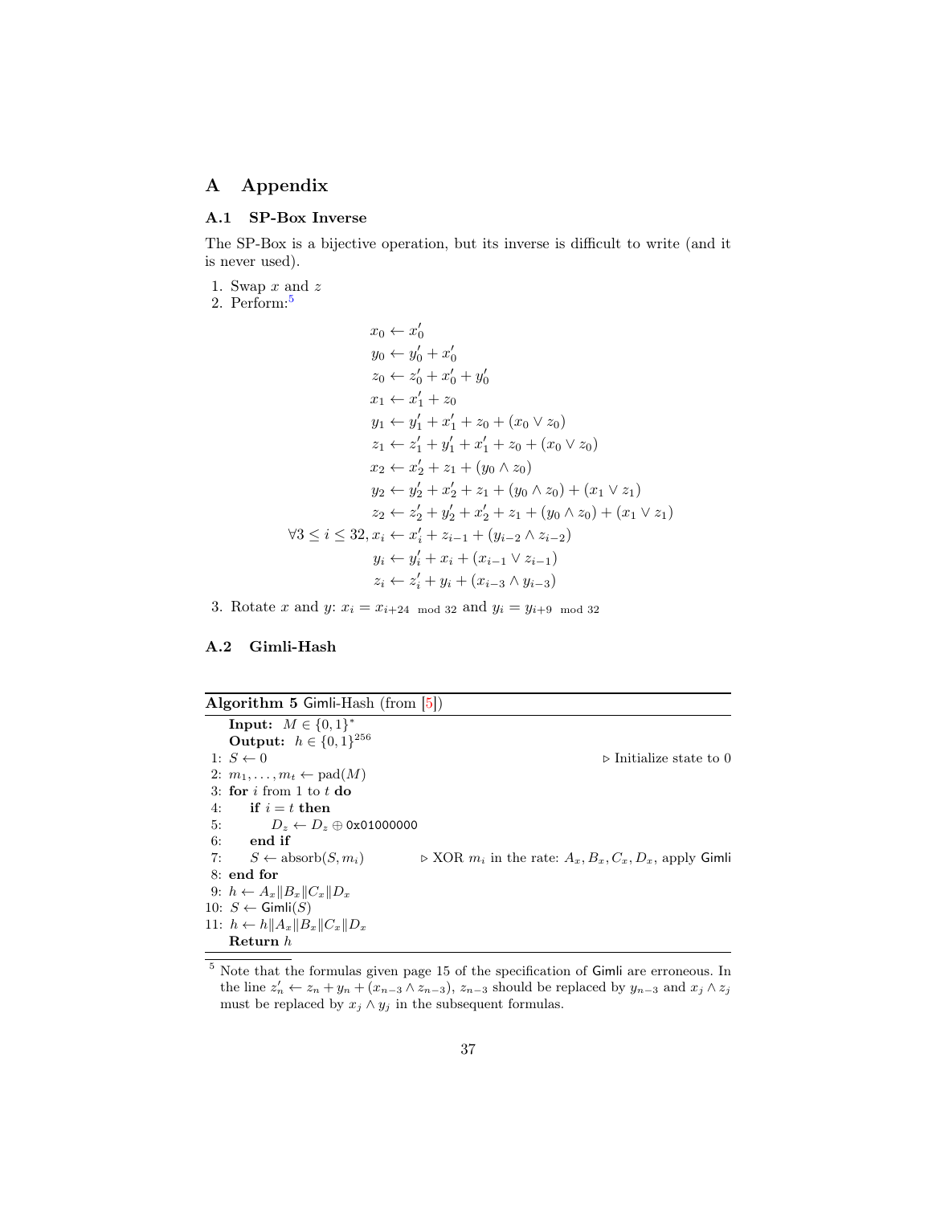# A Appendix

## A.1 SP-Box Inverse

The SP-Box is a bijective operation, but its inverse is difficult to write (and it is never used).

1. Swap $x$ and $z$
2. Perform:[5]

$$
\begin{aligned}
x_0 &\leftarrow x'_0 \\
y_0 &\leftarrow y'_0 + x'_0 \\
z_0 &\leftarrow z'_0 + x'_0 + y'_0 \\
x_1 &\leftarrow x'_1 + z_0 \\
y_1 &\leftarrow y'_1 + x'_1 + z_0 + (x_0 \vee z_0) \\
z_1 &\leftarrow z'_1 + y'_1 + x'_1 + z_0 + (x_0 \vee z_0) \\
x_2 &\leftarrow x'_2 + z_1 + (y_0 \wedge z_0) \\
y_2 &\leftarrow y'_2 + x'_2 + z_1 + (y_0 \wedge z_0) + (x_1 \vee z_1) \\
z_2 &\leftarrow z'_2 + y'_2 + x'_2 + z_1 + (y_0 \wedge z_0) + (x_1 \vee z_1) \\
\forall 3 \leq i \leq 32, x_i &\leftarrow x'_i + z_{i-1} + (y_{i-2} \wedge z_{i-2}) \\
y_i &\leftarrow y'_i + x_i + (x_{i-1} \vee z_{i-1}) \\
z_i &\leftarrow z'_i + y_i + (x_{i-3} \wedge y_{i-3})
\end{aligned}
$$

3. Rotate $x$ and $y$: $x_i = x_{i+24 \mod 32}$ and $y_i = y_{i+9 \mod 32}$

## A.2 Gimli-Hash

**Algorithm 5** Gimli-Hash (from [5])

**Input:** $M \in \{0,1\}^*$
**Output:** $h \in \{0,1\}^{256}$

```
1: S ← 0                                   ▷ Initialize state to 0
2: m_1, ..., m_t ← pad(M)
3: for i from 1 to t do
4:     if i = t then
5:         D_z ← D_z ⊕ 0x01000000
6:     end if
7:     S ← absorb(S, m_i)      ▷ XOR m_i in the rate: A_x, B_x, C_x, D_x, apply Gimli
8: end for
9: h ← A_x‖B_x‖C_x‖D_x
10: S ← Gimli(S)
11: h ← h‖A_x‖B_x‖C_x‖D_x
    Return h
```

[5] Note that the formulas given page 15 of the specification of Gimli are erroneous. In the line $z'_n \leftarrow z_n + y_n + (x_{n-3} \wedge z_{n-3})$, $z_{n-3}$ should be replaced by $y_{n-3}$ and $x_j \wedge z_j$ must be replaced by $x_j \wedge y_j$ in the subsequent formulas.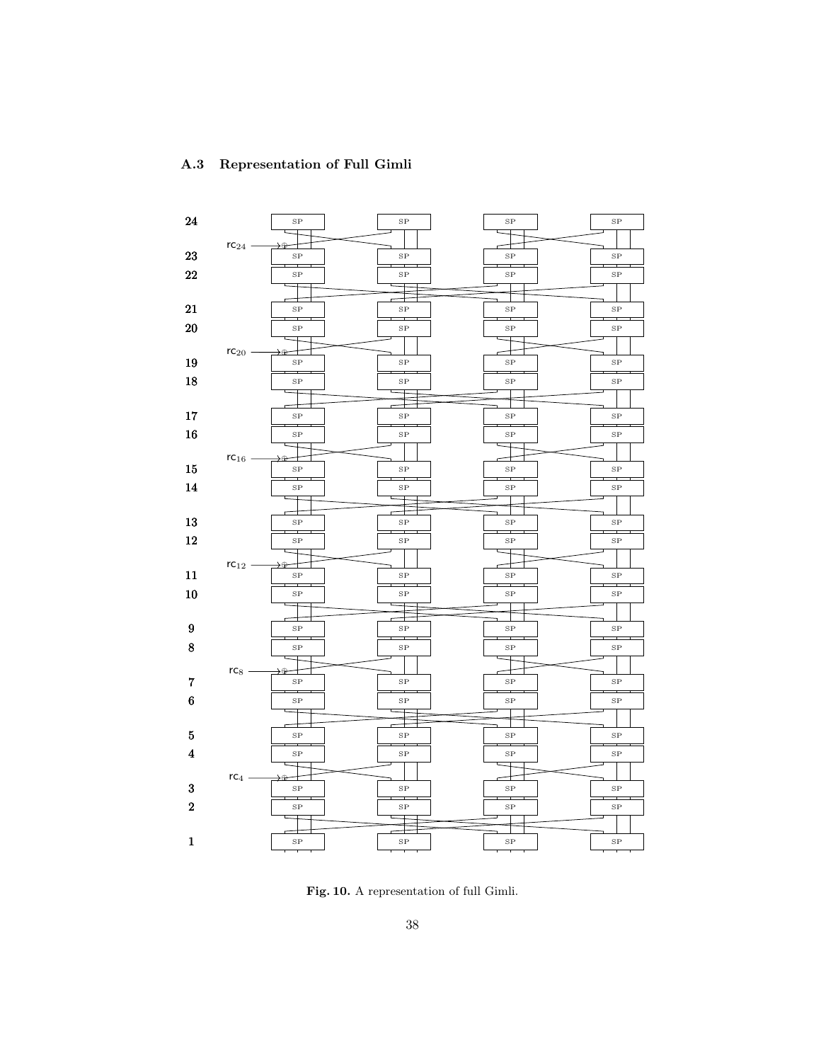### A.3 Representation of Full Gimli

24

$\mathsf{rc}_{24}$

23

22

21

20

$\mathsf{rc}_{20}$

19

18

17

16

$\mathsf{rc}_{16}$

15

14

13

12

$\mathsf{rc}_{12}$

11

10

9

8

$\mathsf{rc}_{8}$

7

6

5

4

$\mathsf{rc}_{4}$

3

2

1

SP

**Fig. 10.** A representation of full Gimli.